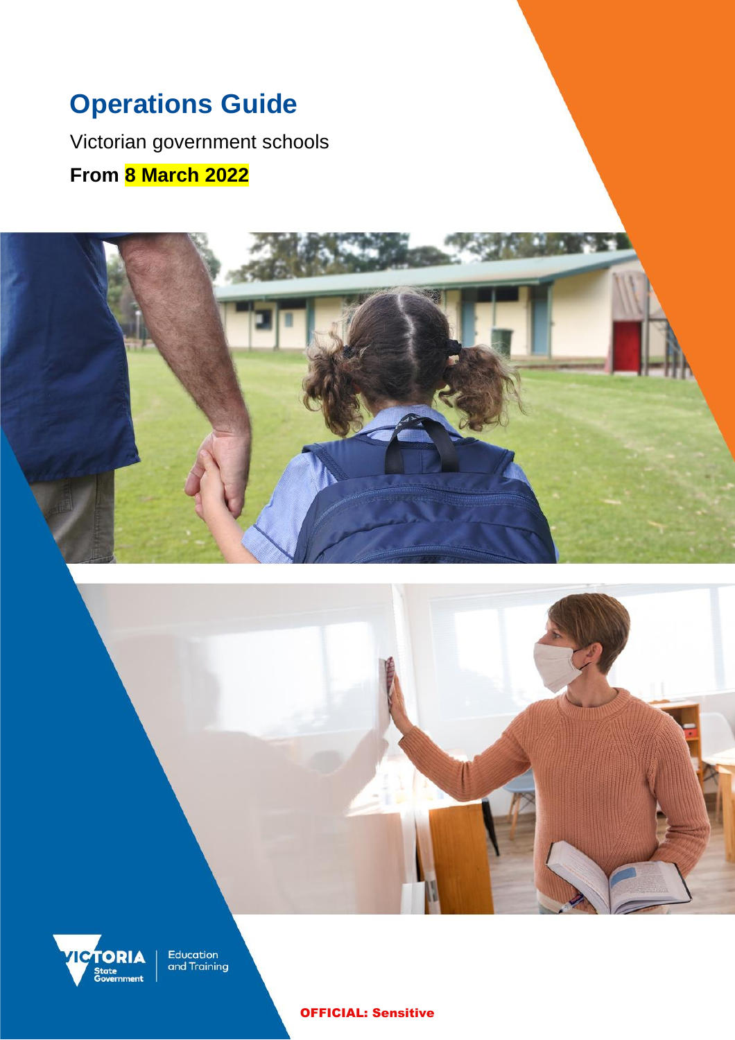# Operations Guide

Victorian government schools

**From 8 March 2022**

Education and Training

OFFICIAL: Sensitive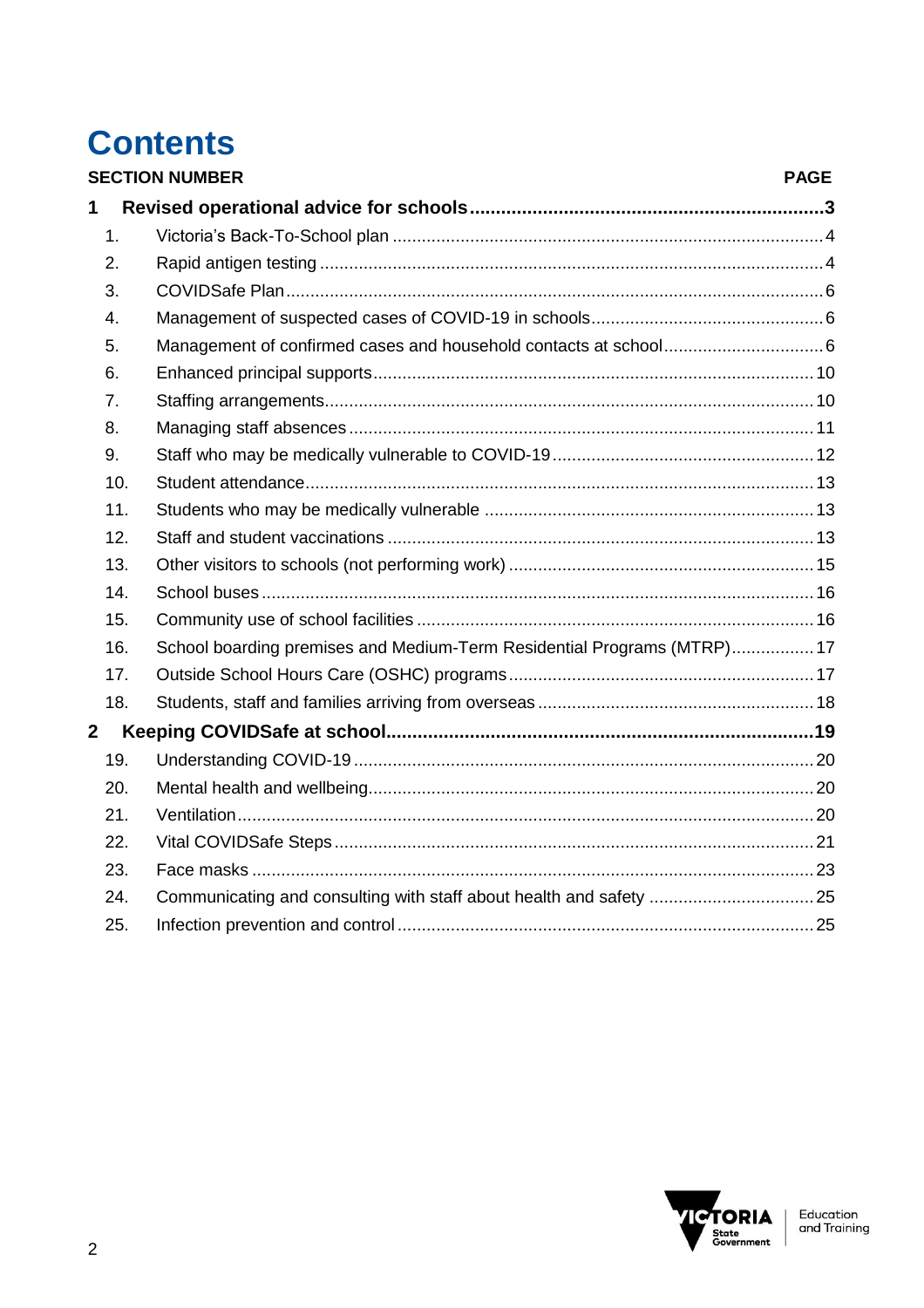# Contents

| SECTION NUMBER | | PAGE |
|---|---|---|
| **1** | **Revised operational advice for schools** | **3** |
| 1. | Victoria's Back-To-School plan | 4 |
| 2. | Rapid antigen testing | 4 |
| 3. | COVIDSafe Plan | 6 |
| 4. | Management of suspected cases of COVID-19 in schools | 6 |
| 5. | Management of confirmed cases and household contacts at school | 6 |
| 6. | Enhanced principal supports | 10 |
| 7. | Staffing arrangements | 10 |
| 8. | Managing staff absences | 11 |
| 9. | Staff who may be medically vulnerable to COVID-19 | 12 |
| 10. | Student attendance | 13 |
| 11. | Students who may be medically vulnerable | 13 |
| 12. | Staff and student vaccinations | 13 |
| 13. | Other visitors to schools (not performing work) | 15 |
| 14. | School buses | 16 |
| 15. | Community use of school facilities | 16 |
| 16. | School boarding premises and Medium-Term Residential Programs (MTRP) | 17 |
| 17. | Outside School Hours Care (OSHC) programs | 17 |
| 18. | Students, staff and families arriving from overseas | 18 |
| **2** | **Keeping COVIDSafe at school** | **19** |
| 19. | Understanding COVID-19 | 20 |
| 20. | Mental health and wellbeing | 20 |
| 21. | Ventilation | 20 |
| 22. | Vital COVIDSafe Steps | 21 |
| 23. | Face masks | 23 |
| 24. | Communicating and consulting with staff about health and safety | 25 |
| 25. | Infection prevention and control | 25 |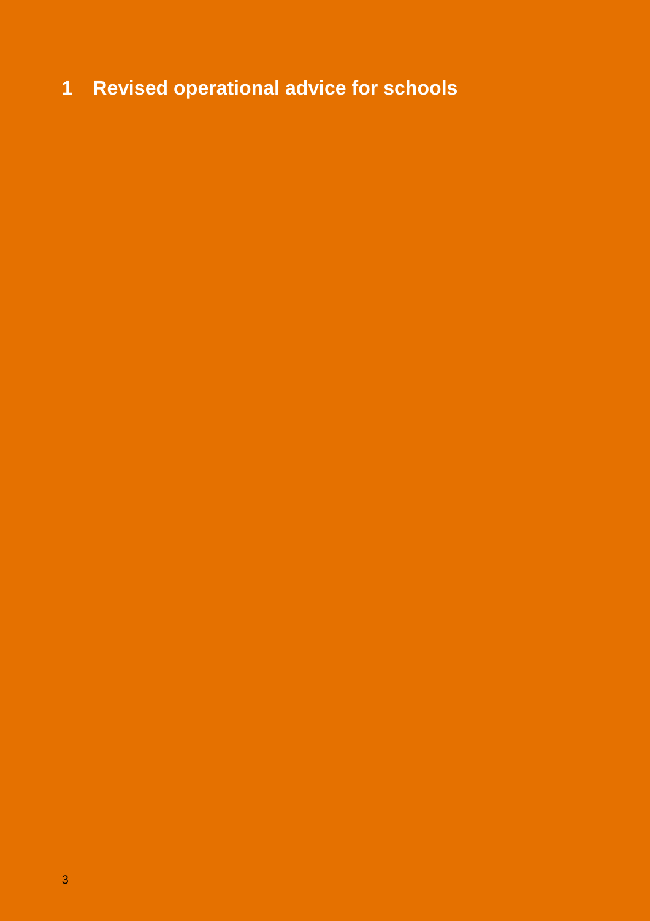# 1 Revised operational advice for schools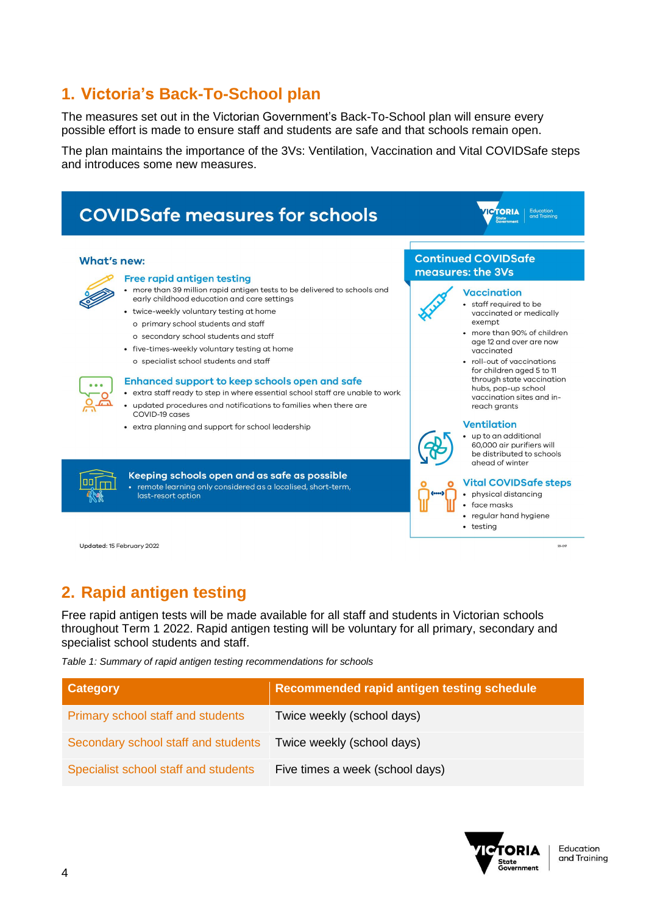## 1. Victoria's Back-To-School plan

The measures set out in the Victorian Government's Back-To-School plan will ensure every possible effort is made to ensure staff and students are safe and that schools remain open.

The plan maintains the importance of the 3Vs: Ventilation, Vaccination and Vital COVIDSafe steps and introduces some new measures.

### COVIDSafe measures for schools

**What's new:**

**Free rapid antigen testing**

- more than 39 million rapid antigen tests to be delivered to schools and early childhood education and care settings
- twice-weekly voluntary testing at home
  - primary school students and staff
  - secondary school students and staff
- five-times-weekly voluntary testing at home
  - specialist school students and staff

**Enhanced support to keep schools open and safe**

- extra staff ready to step in where essential school staff are unable to work
- updated procedures and notifications to families when there are COVID-19 cases
- extra planning and support for school leadership

**Keeping schools open and as safe as possible**

- remote learning only considered as a localised, short-term, last-resort option

**Continued COVIDSafe measures: the 3Vs**

**Vaccination**

- staff required to be vaccinated or medically exempt
- more than 90% of children age 12 and over are now vaccinated
- roll-out of vaccinations for children aged 5 to 11 through state vaccination hubs, pop-up school vaccination sites and in-reach grants

**Ventilation**

- up to an additional 60,000 air purifiers will be distributed to schools ahead of winter

**Vital COVIDSafe steps**

- physical distancing
- face masks
- regular hand hygiene
- testing

Updated: 15 February 2022

## 2. Rapid antigen testing

Free rapid antigen tests will be made available for all staff and students in Victorian schools throughout Term 1 2022. Rapid antigen testing will be voluntary for all primary, secondary and specialist school students and staff.

*Table 1: Summary of rapid antigen testing recommendations for schools*

| Category | Recommended rapid antigen testing schedule |
|---|---|
| Primary school staff and students | Twice weekly (school days) |
| Secondary school staff and students | Twice weekly (school days) |
| Specialist school staff and students | Five times a week (school days) |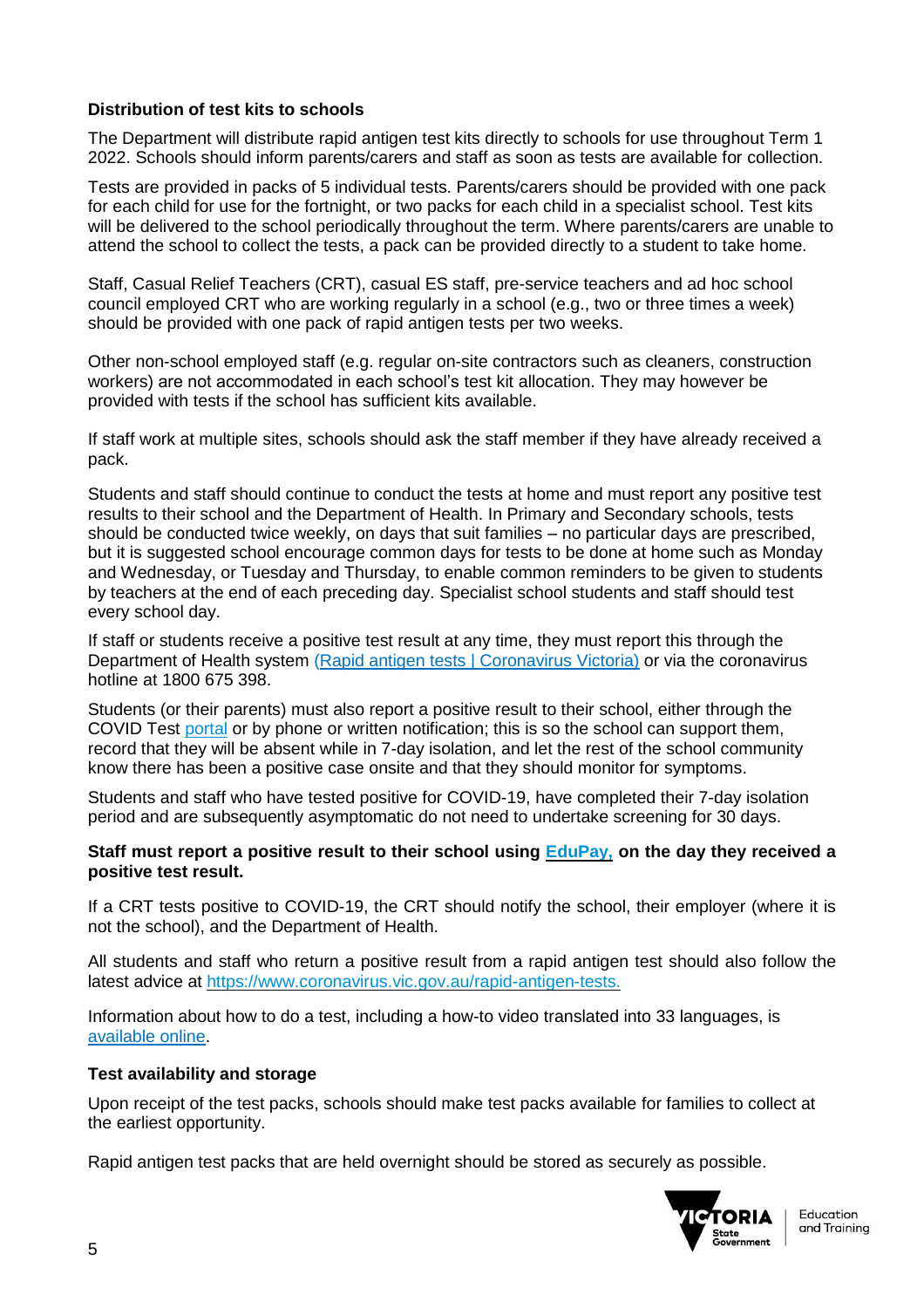### Distribution of test kits to schools

The Department will distribute rapid antigen test kits directly to schools for use throughout Term 1 2022. Schools should inform parents/carers and staff as soon as tests are available for collection.

Tests are provided in packs of 5 individual tests. Parents/carers should be provided with one pack for each child for use for the fortnight, or two packs for each child in a specialist school. Test kits will be delivered to the school periodically throughout the term. Where parents/carers are unable to attend the school to collect the tests, a pack can be provided directly to a student to take home.

Staff, Casual Relief Teachers (CRT), casual ES staff, pre-service teachers and ad hoc school council employed CRT who are working regularly in a school (e.g., two or three times a week) should be provided with one pack of rapid antigen tests per two weeks.

Other non-school employed staff (e.g. regular on-site contractors such as cleaners, construction workers) are not accommodated in each school's test kit allocation. They may however be provided with tests if the school has sufficient kits available.

If staff work at multiple sites, schools should ask the staff member if they have already received a pack.

Students and staff should continue to conduct the tests at home and must report any positive test results to their school and the Department of Health. In Primary and Secondary schools, tests should be conducted twice weekly, on days that suit families – no particular days are prescribed, but it is suggested school encourage common days for tests to be done at home such as Monday and Wednesday, or Tuesday and Thursday, to enable common reminders to be given to students by teachers at the end of each preceding day. Specialist school students and staff should test every school day.

If staff or students receive a positive test result at any time, they must report this through the Department of Health system [(Rapid antigen tests | Coronavirus Victoria)](https://www.coronavirus.vic.gov.au/rapid-antigen-tests) or via the coronavirus hotline at 1800 675 398.

Students (or their parents) must also report a positive result to their school, either through the COVID Test [portal](#) or by phone or written notification; this is so the school can support them, record that they will be absent while in 7-day isolation, and let the rest of the school community know there has been a positive case onsite and that they should monitor for symptoms.

Students and staff who have tested positive for COVID-19, have completed their 7-day isolation period and are subsequently asymptomatic do not need to undertake screening for 30 days.

**Staff must report a positive result to their school using [EduPay,](#) on the day they received a positive test result.**

If a CRT tests positive to COVID-19, the CRT should notify the school, their employer (where it is not the school), and the Department of Health.

All students and staff who return a positive result from a rapid antigen test should also follow the latest advice at [https://www.coronavirus.vic.gov.au/rapid-antigen-tests.](https://www.coronavirus.vic.gov.au/rapid-antigen-tests)

Information about how to do a test, including a how-to video translated into 33 languages, is [available online](#).

### Test availability and storage

Upon receipt of the test packs, schools should make test packs available for families to collect at the earliest opportunity.

Rapid antigen test packs that are held overnight should be stored as securely as possible.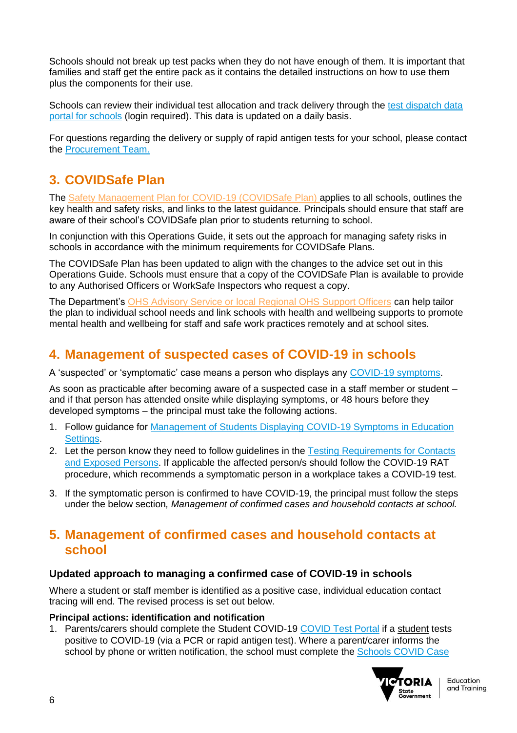Schools should not break up test packs when they do not have enough of them. It is important that families and staff get the entire pack as it contains the detailed instructions on how to use them plus the components for their use.

Schools can review their individual test allocation and track delivery through the [test dispatch data portal for schools]() (login required). This data is updated on a daily basis.

For questions regarding the delivery or supply of rapid antigen tests for your school, please contact the [Procurement Team.]()

## 3. COVIDSafe Plan

The [Safety Management Plan for COVID-19 (COVIDSafe Plan)]() applies to all schools, outlines the key health and safety risks, and links to the latest guidance. Principals should ensure that staff are aware of their school's COVIDSafe plan prior to students returning to school.

In conjunction with this Operations Guide, it sets out the approach for managing safety risks in schools in accordance with the minimum requirements for COVIDSafe Plans.

The COVIDSafe Plan has been updated to align with the changes to the advice set out in this Operations Guide. Schools must ensure that a copy of the COVIDSafe Plan is available to provide to any Authorised Officers or WorkSafe Inspectors who request a copy.

The Department's [OHS Advisory Service or local Regional OHS Support Officers]() can help tailor the plan to individual school needs and link schools with health and wellbeing supports to promote mental health and wellbeing for staff and safe work practices remotely and at school sites.

## 4. Management of suspected cases of COVID-19 in schools

A 'suspected' or 'symptomatic' case means a person who displays any [COVID-19 symptoms]().

As soon as practicable after becoming aware of a suspected case in a staff member or student – and if that person has attended onsite while displaying symptoms, or 48 hours before they developed symptoms – the principal must take the following actions.

1. Follow guidance for [Management of Students Displaying COVID-19 Symptoms in Education Settings]().
2. Let the person know they need to follow guidelines in the [Testing Requirements for Contacts and Exposed Persons](). If applicable the affected person/s should follow the COVID-19 RAT procedure, which recommends a symptomatic person in a workplace takes a COVID-19 test.
3. If the symptomatic person is confirmed to have COVID-19, the principal must follow the steps under the below section, *Management of confirmed cases and household contacts at school.*

## 5. Management of confirmed cases and household contacts at school

### Updated approach to managing a confirmed case of COVID-19 in schools

Where a student or staff member is identified as a positive case, individual education contact tracing will end. The revised process is set out below.

**Principal actions: identification and notification**

1. Parents/carers should complete the Student COVID-19 [COVID Test Portal]() if a student tests positive to COVID-19 (via a PCR or rapid antigen test). Where a parent/carer informs the school by phone or written notification, the school must complete the [Schools COVID Case]()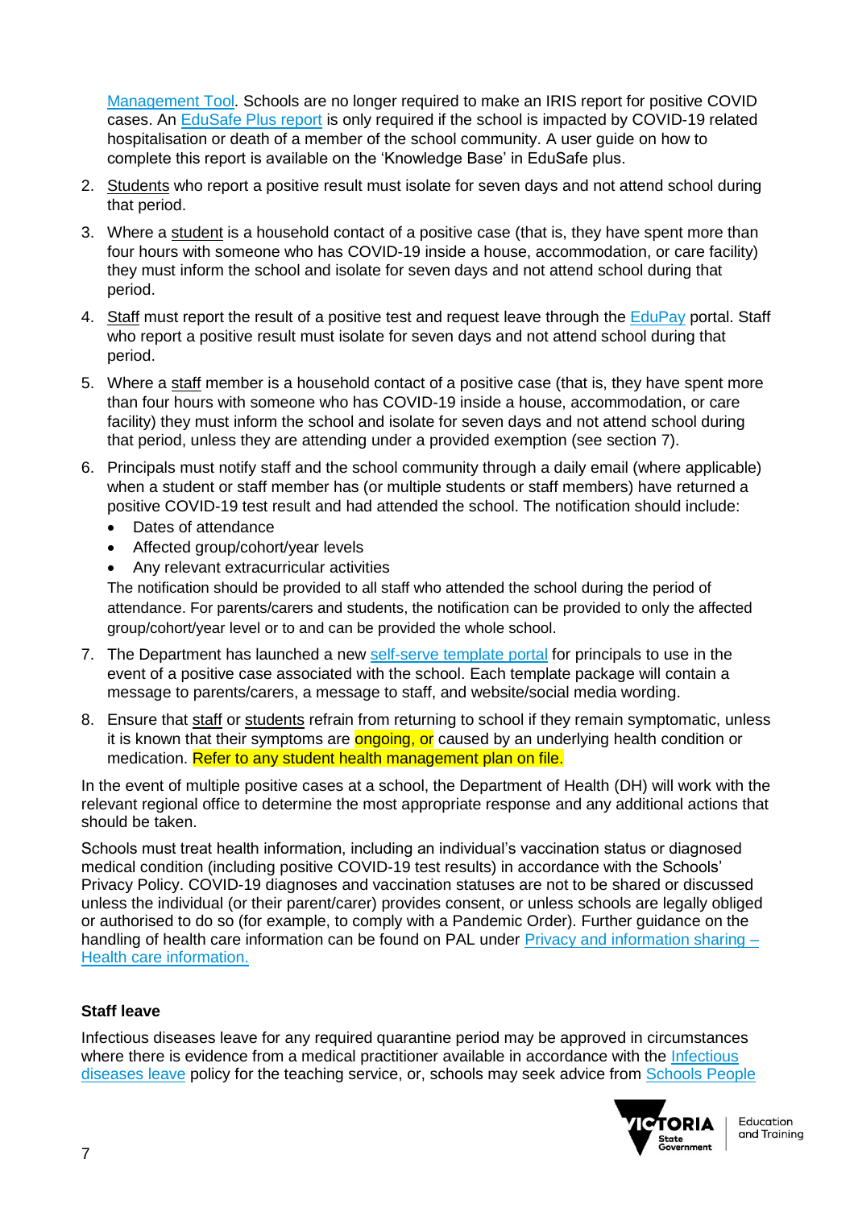Management Tool. Schools are no longer required to make an IRIS report for positive COVID cases. An EduSafe Plus report is only required if the school is impacted by COVID-19 related hospitalisation or death of a member of the school community. A user guide on how to complete this report is available on the 'Knowledge Base' in EduSafe plus.

2. Students who report a positive result must isolate for seven days and not attend school during that period.
3. Where a student is a household contact of a positive case (that is, they have spent more than four hours with someone who has COVID-19 inside a house, accommodation, or care facility) they must inform the school and isolate for seven days and not attend school during that period.
4. Staff must report the result of a positive test and request leave through the EduPay portal. Staff who report a positive result must isolate for seven days and not attend school during that period.
5. Where a staff member is a household contact of a positive case (that is, they have spent more than four hours with someone who has COVID-19 inside a house, accommodation, or care facility) they must inform the school and isolate for seven days and not attend school during that period, unless they are attending under a provided exemption (see section 7).
6. Principals must notify staff and the school community through a daily email (where applicable) when a student or staff member has (or multiple students or staff members) have returned a positive COVID-19 test result and had attended the school. The notification should include:
   - Dates of attendance
   - Affected group/cohort/year levels
   - Any relevant extracurricular activities

   The notification should be provided to all staff who attended the school during the period of attendance. For parents/carers and students, the notification can be provided to only the affected group/cohort/year level or to and can be provided the whole school.
7. The Department has launched a new self-serve template portal for principals to use in the event of a positive case associated with the school. Each template package will contain a message to parents/carers, a message to staff, and website/social media wording.
8. Ensure that staff or students refrain from returning to school if they remain symptomatic, unless it is known that their symptoms are ongoing, or caused by an underlying health condition or medication. Refer to any student health management plan on file.

In the event of multiple positive cases at a school, the Department of Health (DH) will work with the relevant regional office to determine the most appropriate response and any additional actions that should be taken.

Schools must treat health information, including an individual's vaccination status or diagnosed medical condition (including positive COVID-19 test results) in accordance with the Schools' Privacy Policy. COVID-19 diagnoses and vaccination statuses are not to be shared or discussed unless the individual (or their parent/carer) provides consent, or unless schools are legally obliged or authorised to do so (for example, to comply with a Pandemic Order). Further guidance on the handling of health care information can be found on PAL under Privacy and information sharing – Health care information.

**Staff leave**

Infectious diseases leave for any required quarantine period may be approved in circumstances where there is evidence from a medical practitioner available in accordance with the Infectious diseases leave policy for the teaching service, or, schools may seek advice from Schools People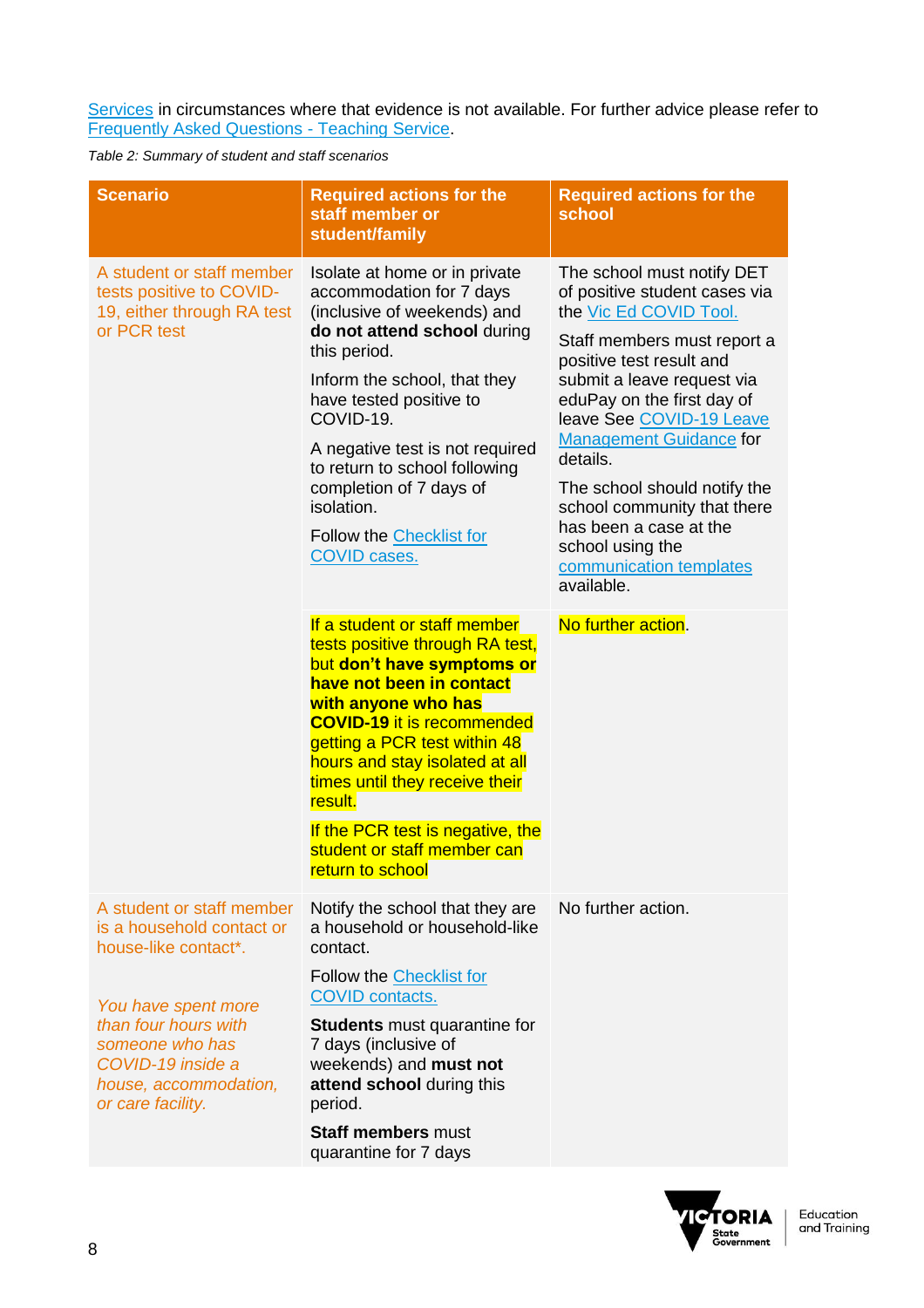Services in circumstances where that evidence is not available. For further advice please refer to Frequently Asked Questions - Teaching Service.

*Table 2: Summary of student and staff scenarios*

| Scenario | Required actions for the staff member or student/family | Required actions for the school |
|---|---|---|
| A student or staff member tests positive to COVID-19, either through RA test or PCR test | Isolate at home or in private accommodation for 7 days (inclusive of weekends) and **do not attend school** during this period.<br><br>Inform the school, that they have tested positive to COVID-19.<br><br>A negative test is not required to return to school following completion of 7 days of isolation.<br><br>Follow the Checklist for COVID cases. | The school must notify DET of positive student cases via the Vic Ed COVID Tool.<br><br>Staff members must report a positive test result and submit a leave request via eduPay on the first day of leave See COVID-19 Leave Management Guidance for details.<br><br>The school should notify the school community that there has been a case at the school using the communication templates available. |
| | If a student or staff member tests positive through RA test, but **don't have symptoms or have not been in contact with anyone who has COVID-19** it is recommended getting a PCR test within 48 hours and stay isolated at all times until they receive their result.<br><br>If the PCR test is negative, the student or staff member can return to school | No further action. |
| A student or staff member is a household contact or house-like contact*.<br><br>*You have spent more than four hours with someone who has COVID-19 inside a house, accommodation, or care facility.* | Notify the school that they are a household or household-like contact.<br><br>Follow the Checklist for COVID contacts.<br><br>**Students** must quarantine for 7 days (inclusive of weekends) and **must not attend school** during this period.<br><br>**Staff members** must quarantine for 7 days | No further action. |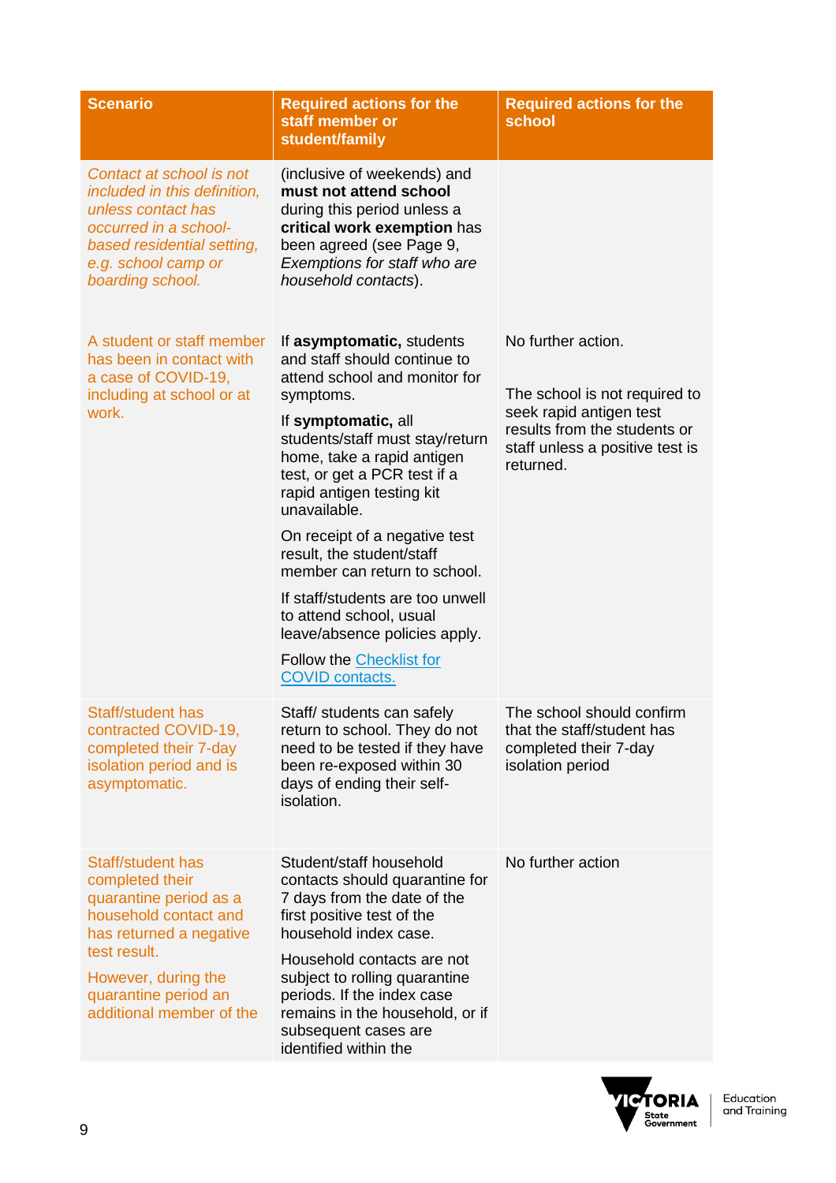| Scenario | Required actions for the staff member or student/family | Required actions for the school |
|---|---|---|
| *Contact at school is not included in this definition, unless contact has occurred in a school-based residential setting, e.g. school camp or boarding school.* | (inclusive of weekends) and **must not attend school** during this period unless a **critical work exemption** has been agreed (see Page 9, *Exemptions for staff who are household contacts*). | |
| A student or staff member has been in contact with a case of COVID-19, including at school or at work. | If **asymptomatic,** students and staff should continue to attend school and monitor for symptoms.<br><br>If **symptomatic,** all students/staff must stay/return home, take a rapid antigen test, or get a PCR test if a rapid antigen testing kit unavailable.<br><br>On receipt of a negative test result, the student/staff member can return to school.<br><br>If staff/students are too unwell to attend school, usual leave/absence policies apply.<br><br>Follow the [Checklist for COVID contacts.]() | No further action.<br><br>The school is not required to seek rapid antigen test results from the students or staff unless a positive test is returned. |
| Staff/student has contracted COVID-19, completed their 7-day isolation period and is asymptomatic. | Staff/ students can safely return to school. They do not need to be tested if they have been re-exposed within 30 days of ending their self-isolation. | The school should confirm that the staff/student has completed their 7-day isolation period |
| Staff/student has completed their quarantine period as a household contact and has returned a negative test result.<br><br>However, during the quarantine period an additional member of the | Student/staff household contacts should quarantine for 7 days from the date of the first positive test of the household index case.<br><br>Household contacts are not subject to rolling quarantine periods. If the index case remains in the household, or if subsequent cases are identified within the | No further action |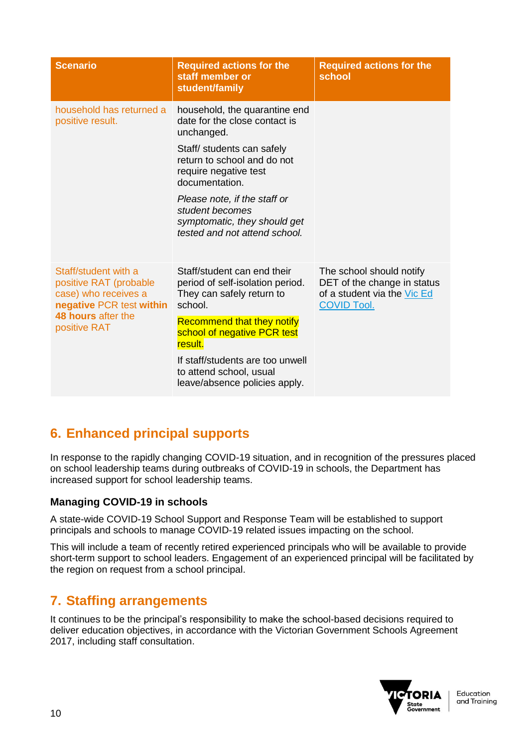| Scenario | Required actions for the staff member or student/family | Required actions for the school |
|---|---|---|
| household has returned a positive result. | household, the quarantine end date for the close contact is unchanged.<br><br>Staff/ students can safely return to school and do not require negative test documentation.<br><br>*Please note, if the staff or student becomes symptomatic, they should get tested and not attend school.* | |
| Staff/student with a positive RAT (probable case) who receives a **negative** PCR test **within 48 hours** after the positive RAT | Staff/student can end their period of self-isolation period. They can safely return to school.<br><br>Recommend that they notify school of negative PCR test result.<br><br>If staff/students are too unwell to attend school, usual leave/absence policies apply. | The school should notify DET of the change in status of a student via the Vic Ed COVID Tool. |

## 6. Enhanced principal supports

In response to the rapidly changing COVID-19 situation, and in recognition of the pressures placed on school leadership teams during outbreaks of COVID-19 in schools, the Department has increased support for school leadership teams.

### Managing COVID-19 in schools

A state-wide COVID-19 School Support and Response Team will be established to support principals and schools to manage COVID-19 related issues impacting on the school.

This will include a team of recently retired experienced principals who will be available to provide short-term support to school leaders. Engagement of an experienced principal will be facilitated by the region on request from a school principal.

## 7. Staffing arrangements

It continues to be the principal's responsibility to make the school-based decisions required to deliver education objectives, in accordance with the Victorian Government Schools Agreement 2017, including staff consultation.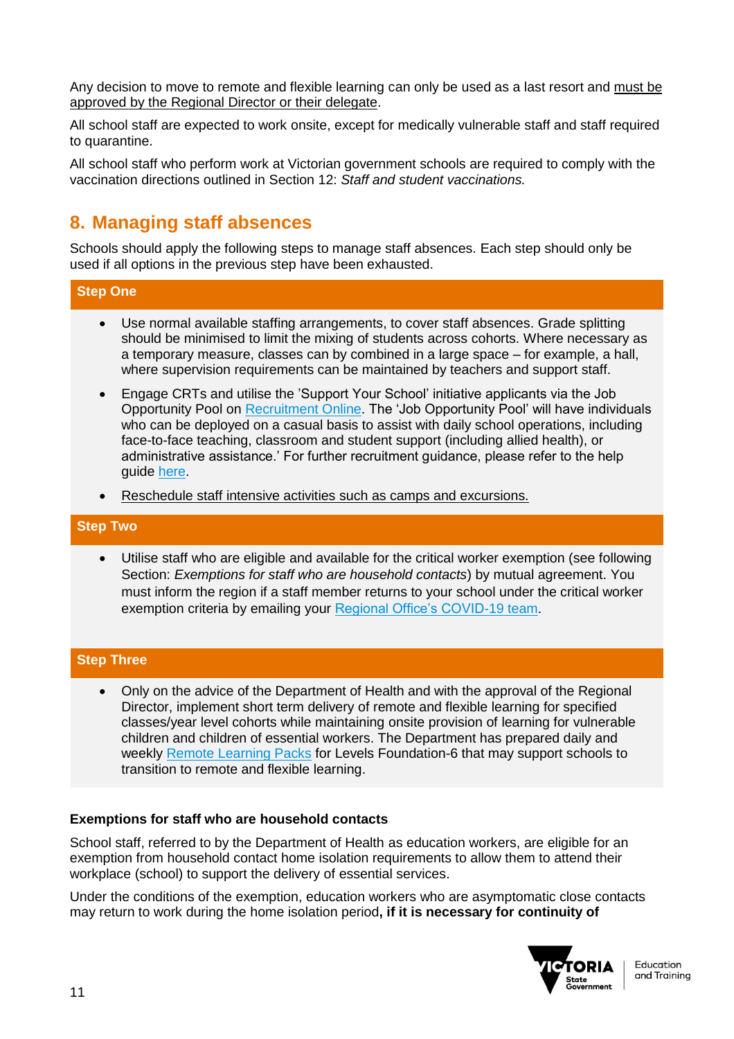Any decision to move to remote and flexible learning can only be used as a last resort and must be approved by the Regional Director or their delegate.

All school staff are expected to work onsite, except for medically vulnerable staff and staff required to quarantine.

All school staff who perform work at Victorian government schools are required to comply with the vaccination directions outlined in Section 12: *Staff and student vaccinations.*

## 8. Managing staff absences

Schools should apply the following steps to manage staff absences. Each step should only be used if all options in the previous step have been exhausted.

### Step One

- Use normal available staffing arrangements, to cover staff absences. Grade splitting should be minimised to limit the mixing of students across cohorts. Where necessary as a temporary measure, classes can by combined in a large space – for example, a hall, where supervision requirements can be maintained by teachers and support staff.
- Engage CRTs and utilise the 'Support Your School' initiative applicants via the Job Opportunity Pool on Recruitment Online. The 'Job Opportunity Pool' will have individuals who can be deployed on a casual basis to assist with daily school operations, including face-to-face teaching, classroom and student support (including allied health), or administrative assistance.' For further recruitment guidance, please refer to the help guide here.
- Reschedule staff intensive activities such as camps and excursions.

### Step Two

- Utilise staff who are eligible and available for the critical worker exemption (see following Section: *Exemptions for staff who are household contacts*) by mutual agreement. You must inform the region if a staff member returns to your school under the critical worker exemption criteria by emailing your Regional Office's COVID-19 team.

### Step Three

- Only on the advice of the Department of Health and with the approval of the Regional Director, implement short term delivery of remote and flexible learning for specified classes/year level cohorts while maintaining onsite provision of learning for vulnerable children and children of essential workers. The Department has prepared daily and weekly Remote Learning Packs for Levels Foundation-6 that may support schools to transition to remote and flexible learning.

**Exemptions for staff who are household contacts**

School staff, referred to by the Department of Health as education workers, are eligible for an exemption from household contact home isolation requirements to allow them to attend their workplace (school) to support the delivery of essential services.

Under the conditions of the exemption, education workers who are asymptomatic close contacts may return to work during the home isolation period**, if it is necessary for continuity of**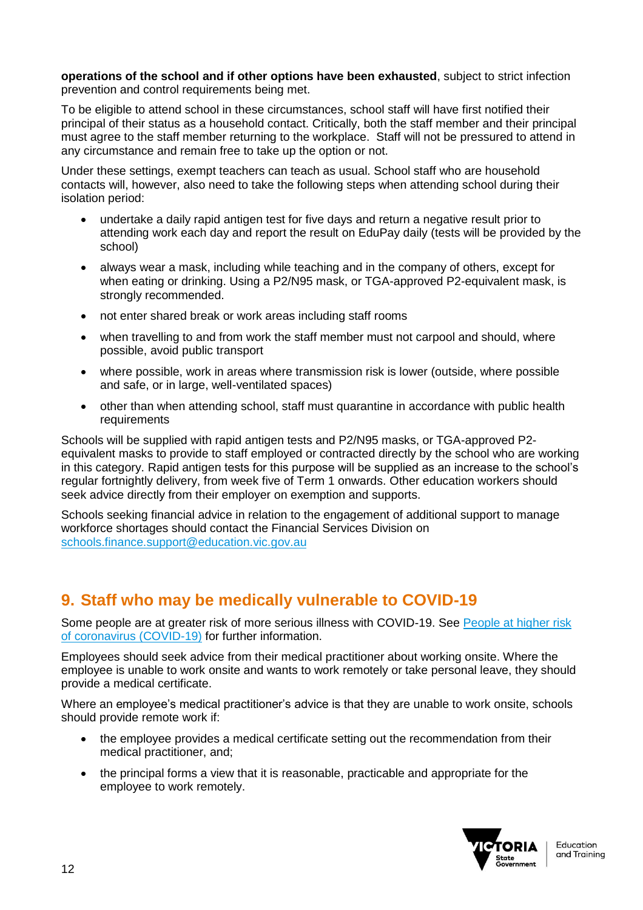**operations of the school and if other options have been exhausted**, subject to strict infection prevention and control requirements being met.

To be eligible to attend school in these circumstances, school staff will have first notified their principal of their status as a household contact. Critically, both the staff member and their principal must agree to the staff member returning to the workplace. Staff will not be pressured to attend in any circumstance and remain free to take up the option or not.

Under these settings, exempt teachers can teach as usual. School staff who are household contacts will, however, also need to take the following steps when attending school during their isolation period:

- undertake a daily rapid antigen test for five days and return a negative result prior to attending work each day and report the result on EduPay daily (tests will be provided by the school)
- always wear a mask, including while teaching and in the company of others, except for when eating or drinking. Using a P2/N95 mask, or TGA-approved P2-equivalent mask, is strongly recommended.
- not enter shared break or work areas including staff rooms
- when travelling to and from work the staff member must not carpool and should, where possible, avoid public transport
- where possible, work in areas where transmission risk is lower (outside, where possible and safe, or in large, well-ventilated spaces)
- other than when attending school, staff must quarantine in accordance with public health requirements

Schools will be supplied with rapid antigen tests and P2/N95 masks, or TGA-approved P2-equivalent masks to provide to staff employed or contracted directly by the school who are working in this category. Rapid antigen tests for this purpose will be supplied as an increase to the school's regular fortnightly delivery, from week five of Term 1 onwards. Other education workers should seek advice directly from their employer on exemption and supports.

Schools seeking financial advice in relation to the engagement of additional support to manage workforce shortages should contact the Financial Services Division on schools.finance.support@education.vic.gov.au

## 9. Staff who may be medically vulnerable to COVID-19

Some people are at greater risk of more serious illness with COVID-19. See People at higher risk of coronavirus (COVID-19) for further information.

Employees should seek advice from their medical practitioner about working onsite. Where the employee is unable to work onsite and wants to work remotely or take personal leave, they should provide a medical certificate.

Where an employee's medical practitioner's advice is that they are unable to work onsite, schools should provide remote work if:

- the employee provides a medical certificate setting out the recommendation from their medical practitioner, and;
- the principal forms a view that it is reasonable, practicable and appropriate for the employee to work remotely.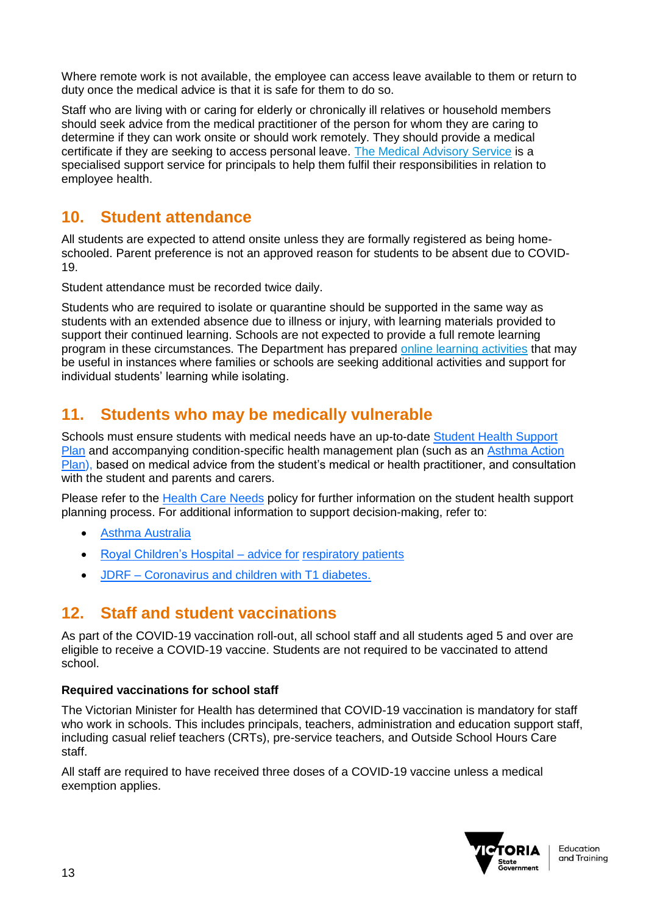Where remote work is not available, the employee can access leave available to them or return to duty once the medical advice is that it is safe for them to do so.

Staff who are living with or caring for elderly or chronically ill relatives or household members should seek advice from the medical practitioner of the person for whom they are caring to determine if they can work onsite or should work remotely. They should provide a medical certificate if they are seeking to access personal leave. The Medical Advisory Service is a specialised support service for principals to help them fulfil their responsibilities in relation to employee health.

## 10. Student attendance

All students are expected to attend onsite unless they are formally registered as being home-schooled. Parent preference is not an approved reason for students to be absent due to COVID-19.

Student attendance must be recorded twice daily.

Students who are required to isolate or quarantine should be supported in the same way as students with an extended absence due to illness or injury, with learning materials provided to support their continued learning. Schools are not expected to provide a full remote learning program in these circumstances. The Department has prepared online learning activities that may be useful in instances where families or schools are seeking additional activities and support for individual students' learning while isolating.

## 11. Students who may be medically vulnerable

Schools must ensure students with medical needs have an up-to-date Student Health Support Plan and accompanying condition-specific health management plan (such as an Asthma Action Plan), based on medical advice from the student's medical or health practitioner, and consultation with the student and parents and carers.

Please refer to the Health Care Needs policy for further information on the student health support planning process. For additional information to support decision-making, refer to:

- Asthma Australia
- Royal Children's Hospital – advice for respiratory patients
- JDRF – Coronavirus and children with T1 diabetes.

## 12. Staff and student vaccinations

As part of the COVID-19 vaccination roll-out, all school staff and all students aged 5 and over are eligible to receive a COVID-19 vaccine. Students are not required to be vaccinated to attend school.

**Required vaccinations for school staff**

The Victorian Minister for Health has determined that COVID-19 vaccination is mandatory for staff who work in schools. This includes principals, teachers, administration and education support staff, including casual relief teachers (CRTs), pre-service teachers, and Outside School Hours Care staff.

All staff are required to have received three doses of a COVID-19 vaccine unless a medical exemption applies.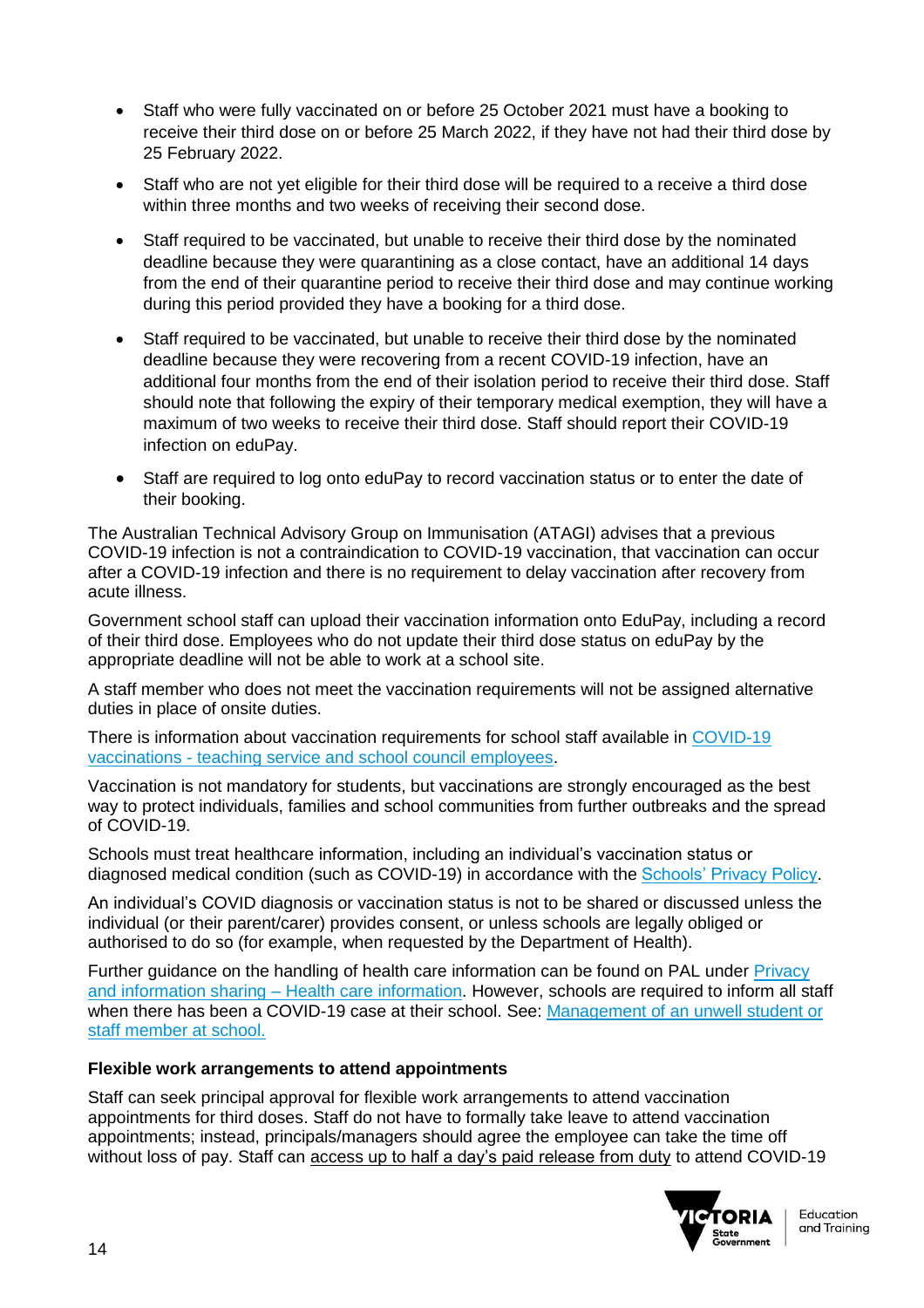- Staff who were fully vaccinated on or before 25 October 2021 must have a booking to receive their third dose on or before 25 March 2022, if they have not had their third dose by 25 February 2022.
- Staff who are not yet eligible for their third dose will be required to a receive a third dose within three months and two weeks of receiving their second dose.
- Staff required to be vaccinated, but unable to receive their third dose by the nominated deadline because they were quarantining as a close contact, have an additional 14 days from the end of their quarantine period to receive their third dose and may continue working during this period provided they have a booking for a third dose.
- Staff required to be vaccinated, but unable to receive their third dose by the nominated deadline because they were recovering from a recent COVID-19 infection, have an additional four months from the end of their isolation period to receive their third dose. Staff should note that following the expiry of their temporary medical exemption, they will have a maximum of two weeks to receive their third dose. Staff should report their COVID-19 infection on eduPay.
- Staff are required to log onto eduPay to record vaccination status or to enter the date of their booking.

The Australian Technical Advisory Group on Immunisation (ATAGI) advises that a previous COVID-19 infection is not a contraindication to COVID-19 vaccination, that vaccination can occur after a COVID-19 infection and there is no requirement to delay vaccination after recovery from acute illness.

Government school staff can upload their vaccination information onto EduPay, including a record of their third dose. Employees who do not update their third dose status on eduPay by the appropriate deadline will not be able to work at a school site.

A staff member who does not meet the vaccination requirements will not be assigned alternative duties in place of onsite duties.

There is information about vaccination requirements for school staff available in [COVID-19 vaccinations - teaching service and school council employees](#).

Vaccination is not mandatory for students, but vaccinations are strongly encouraged as the best way to protect individuals, families and school communities from further outbreaks and the spread of COVID-19.

Schools must treat healthcare information, including an individual's vaccination status or diagnosed medical condition (such as COVID-19) in accordance with the [Schools' Privacy Policy](#).

An individual's COVID diagnosis or vaccination status is not to be shared or discussed unless the individual (or their parent/carer) provides consent, or unless schools are legally obliged or authorised to do so (for example, when requested by the Department of Health).

Further guidance on the handling of health care information can be found on PAL under [Privacy and information sharing – Health care information](#). However, schools are required to inform all staff when there has been a COVID-19 case at their school. See: [Management of an unwell student or staff member at school.](#)

**Flexible work arrangements to attend appointments**

Staff can seek principal approval for flexible work arrangements to attend vaccination appointments for third doses. Staff do not have to formally take leave to attend vaccination appointments; instead, principals/managers should agree the employee can take the time off without loss of pay. Staff can access up to half a day's paid release from duty to attend COVID-19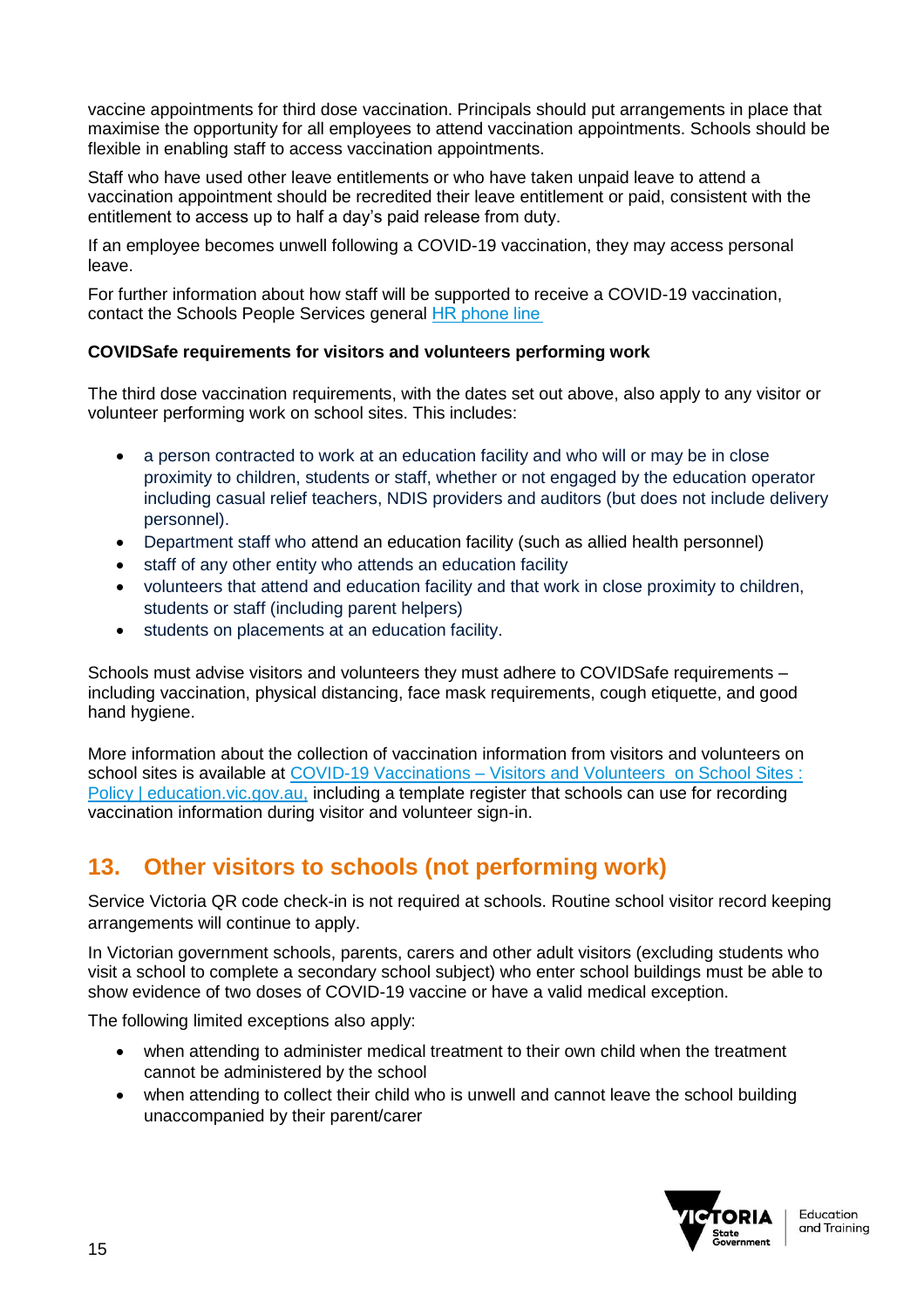vaccine appointments for third dose vaccination. Principals should put arrangements in place that maximise the opportunity for all employees to attend vaccination appointments. Schools should be flexible in enabling staff to access vaccination appointments.

Staff who have used other leave entitlements or who have taken unpaid leave to attend a vaccination appointment should be recredited their leave entitlement or paid, consistent with the entitlement to access up to half a day's paid release from duty.

If an employee becomes unwell following a COVID-19 vaccination, they may access personal leave.

For further information about how staff will be supported to receive a COVID-19 vaccination, contact the Schools People Services general HR phone line

**COVIDSafe requirements for visitors and volunteers performing work**

The third dose vaccination requirements, with the dates set out above, also apply to any visitor or volunteer performing work on school sites. This includes:

- a person contracted to work at an education facility and who will or may be in close proximity to children, students or staff, whether or not engaged by the education operator including casual relief teachers, NDIS providers and auditors (but does not include delivery personnel).
- Department staff who attend an education facility (such as allied health personnel)
- staff of any other entity who attends an education facility
- volunteers that attend and education facility and that work in close proximity to children, students or staff (including parent helpers)
- students on placements at an education facility.

Schools must advise visitors and volunteers they must adhere to COVIDSafe requirements – including vaccination, physical distancing, face mask requirements, cough etiquette, and good hand hygiene.

More information about the collection of vaccination information from visitors and volunteers on school sites is available at COVID-19 Vaccinations – Visitors and Volunteers on School Sites : Policy | education.vic.gov.au, including a template register that schools can use for recording vaccination information during visitor and volunteer sign-in.

## 13. Other visitors to schools (not performing work)

Service Victoria QR code check-in is not required at schools. Routine school visitor record keeping arrangements will continue to apply.

In Victorian government schools, parents, carers and other adult visitors (excluding students who visit a school to complete a secondary school subject) who enter school buildings must be able to show evidence of two doses of COVID-19 vaccine or have a valid medical exception.

The following limited exceptions also apply:

- when attending to administer medical treatment to their own child when the treatment cannot be administered by the school
- when attending to collect their child who is unwell and cannot leave the school building unaccompanied by their parent/carer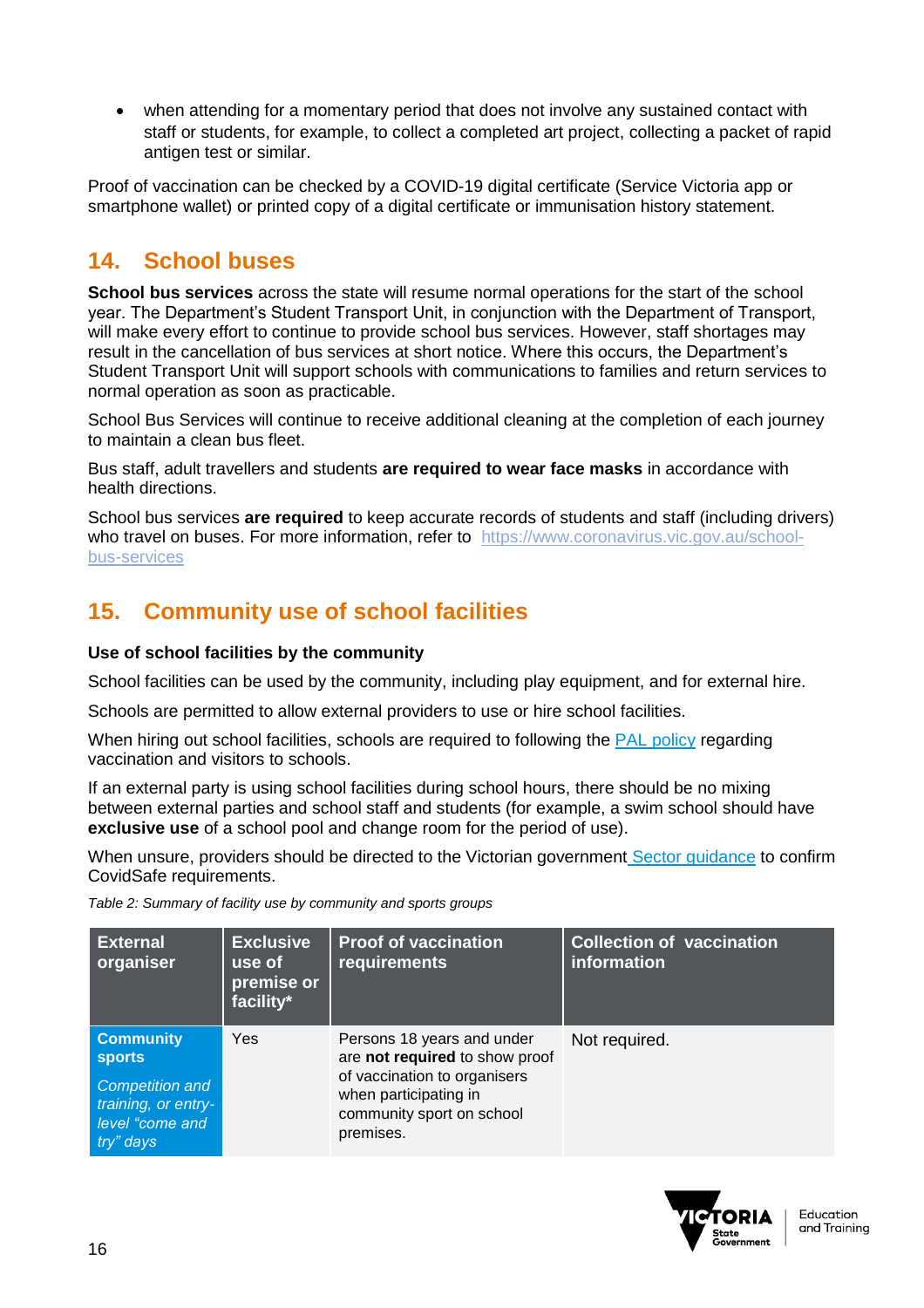- when attending for a momentary period that does not involve any sustained contact with staff or students, for example, to collect a completed art project, collecting a packet of rapid antigen test or similar.

Proof of vaccination can be checked by a COVID-19 digital certificate (Service Victoria app or smartphone wallet) or printed copy of a digital certificate or immunisation history statement.

## 14. School buses

**School bus services** across the state will resume normal operations for the start of the school year. The Department's Student Transport Unit, in conjunction with the Department of Transport, will make every effort to continue to provide school bus services. However, staff shortages may result in the cancellation of bus services at short notice. Where this occurs, the Department's Student Transport Unit will support schools with communications to families and return services to normal operation as soon as practicable.

School Bus Services will continue to receive additional cleaning at the completion of each journey to maintain a clean bus fleet.

Bus staff, adult travellers and students **are required to wear face masks** in accordance with health directions.

School bus services **are required** to keep accurate records of students and staff (including drivers) who travel on buses. For more information, refer to [https://www.coronavirus.vic.gov.au/school-bus-services](https://www.coronavirus.vic.gov.au/school-bus-services)

## 15. Community use of school facilities

### Use of school facilities by the community

School facilities can be used by the community, including play equipment, and for external hire.

Schools are permitted to allow external providers to use or hire school facilities.

When hiring out school facilities, schools are required to following the PAL policy regarding vaccination and visitors to schools.

If an external party is using school facilities during school hours, there should be no mixing between external parties and school staff and students (for example, a swim school should have **exclusive use** of a school pool and change room for the period of use).

When unsure, providers should be directed to the Victorian government Sector guidance to confirm CovidSafe requirements.

*Table 2: Summary of facility use by community and sports groups*

| External organiser | Exclusive use of premise or facility* | Proof of vaccination requirements | Collection of vaccination information |
|---|---|---|---|
| **Community sports** *Competition and training, or entry-level "come and try" days* | Yes | Persons 18 years and under are **not required** to show proof of vaccination to organisers when participating in community sport on school premises. | Not required. |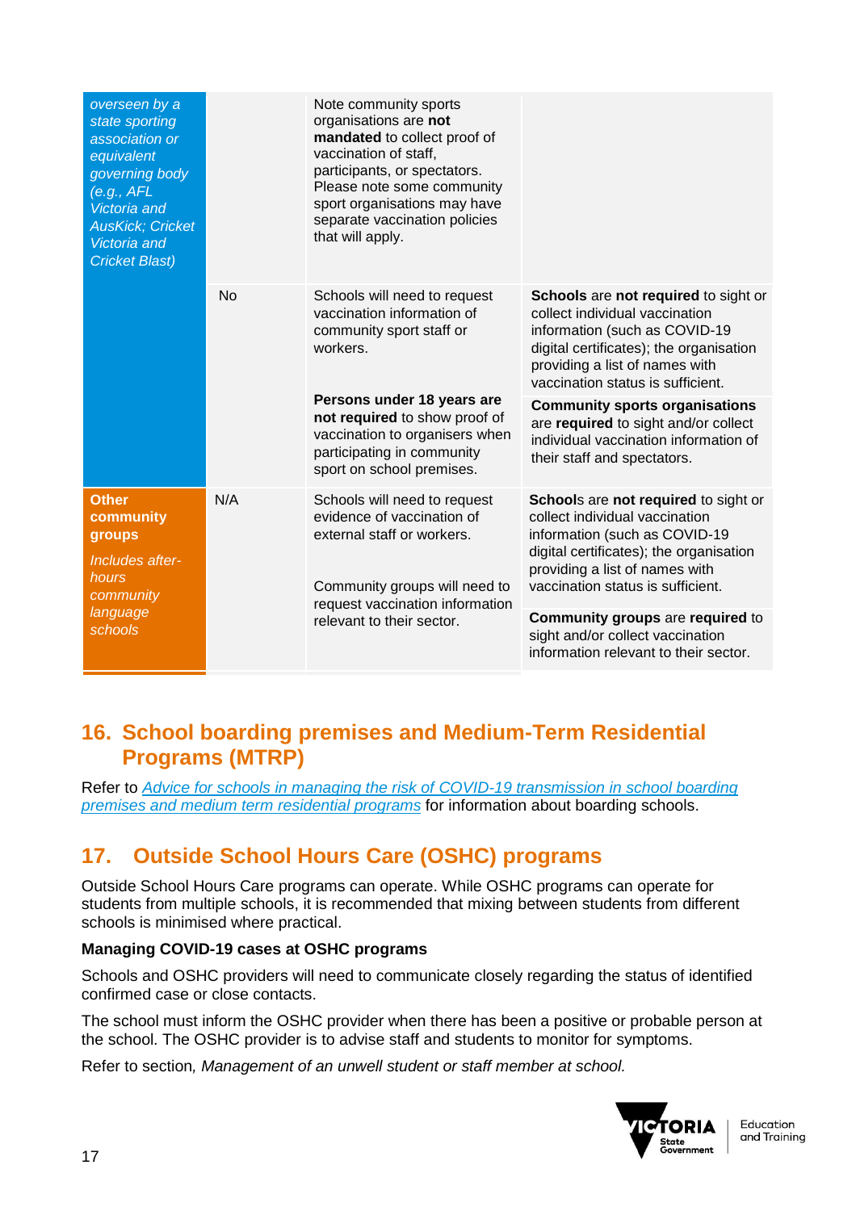| | | | |
|---|---|---|---|
| *overseen by a state sporting association or equivalent governing body (e.g., AFL Victoria and AusKick; Cricket Victoria and Cricket Blast)* | | Note community sports organisations are **not mandated** to collect proof of vaccination of staff, participants, or spectators. Please note some community sport organisations may have separate vaccination policies that will apply. | |
| | No | Schools will need to request vaccination information of community sport staff or workers.<br><br>**Persons under 18 years are not required** to show proof of vaccination to organisers when participating in community sport on school premises. | **Schools** are **not required** to sight or collect individual vaccination information (such as COVID-19 digital certificates); the organisation providing a list of names with vaccination status is sufficient.<br><br>**Community sports organisations** are **required** to sight and/or collect individual vaccination information of their staff and spectators. |
| **Other community groups**<br><br>*Includes after-hours community language schools* | N/A | Schools will need to request evidence of vaccination of external staff or workers.<br><br>Community groups will need to request vaccination information relevant to their sector. | **School**s are **not required** to sight or collect individual vaccination information (such as COVID-19 digital certificates); the organisation providing a list of names with vaccination status is sufficient.<br><br>**Community groups** are **required** to sight and/or collect vaccination information relevant to their sector. |

## 16. School boarding premises and Medium-Term Residential Programs (MTRP)

Refer to *Advice for schools in managing the risk of COVID-19 transmission in school boarding premises and medium term residential programs* for information about boarding schools.

## 17. Outside School Hours Care (OSHC) programs

Outside School Hours Care programs can operate. While OSHC programs can operate for students from multiple schools, it is recommended that mixing between students from different schools is minimised where practical.

**Managing COVID-19 cases at OSHC programs**

Schools and OSHC providers will need to communicate closely regarding the status of identified confirmed case or close contacts.

The school must inform the OSHC provider when there has been a positive or probable person at the school. The OSHC provider is to advise staff and students to monitor for symptoms.

Refer to section, *Management of an unwell student or staff member at school.*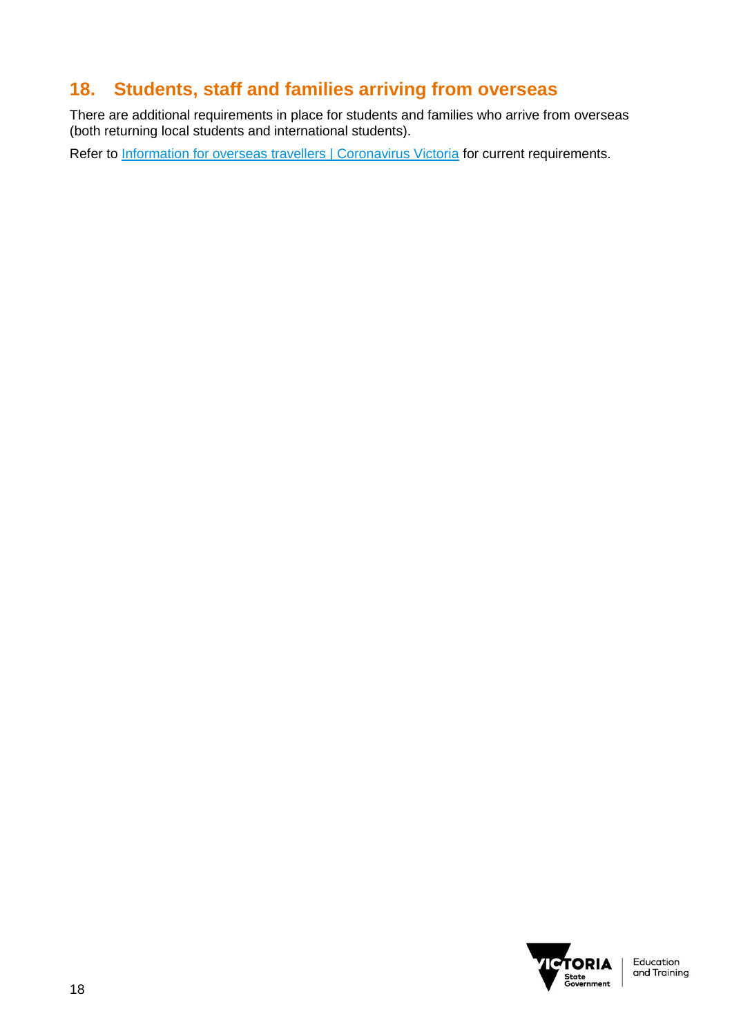## 18. Students, staff and families arriving from overseas

There are additional requirements in place for students and families who arrive from overseas (both returning local students and international students).

Refer to Information for overseas travellers | Coronavirus Victoria for current requirements.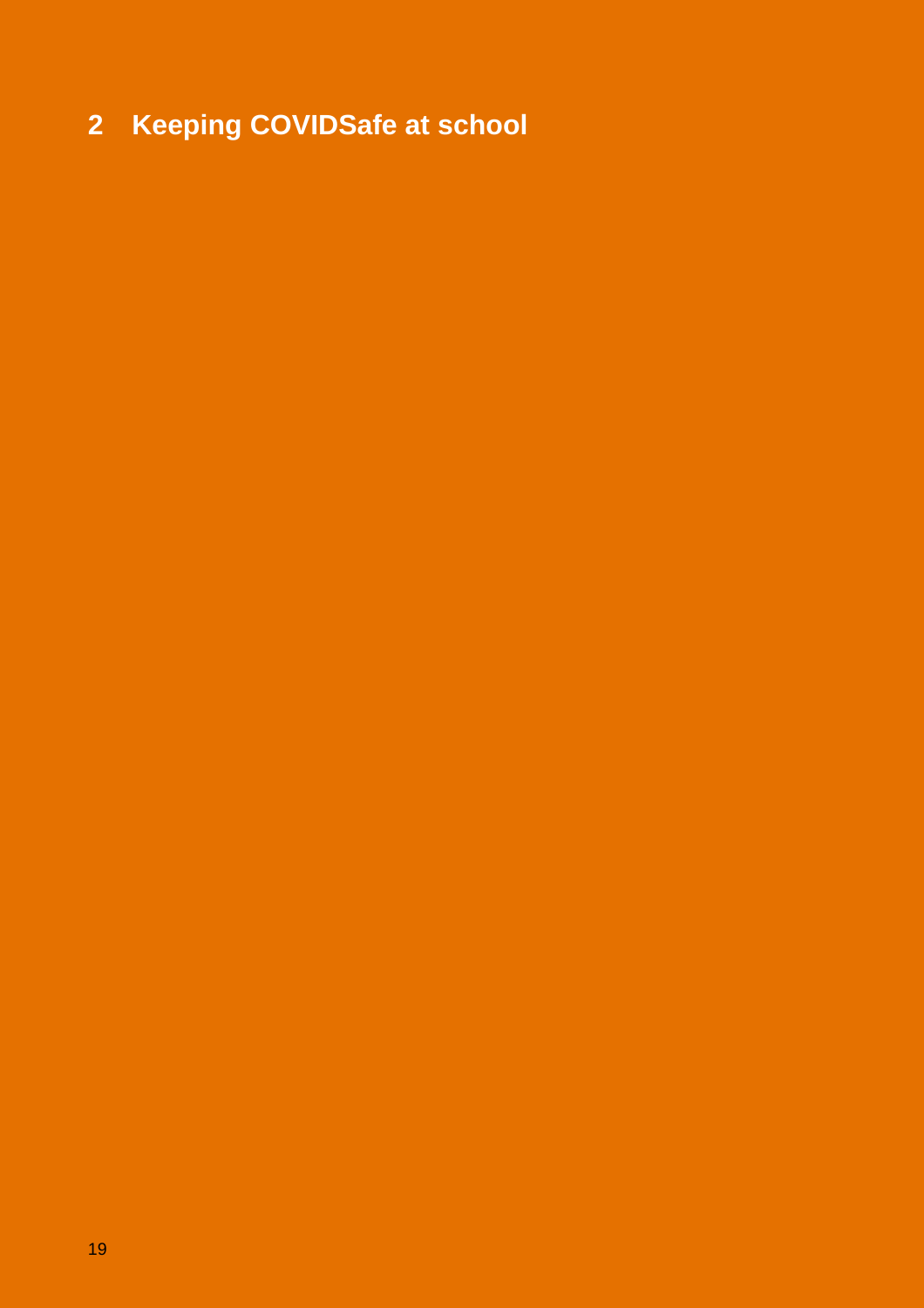# 2 Keeping COVIDSafe at school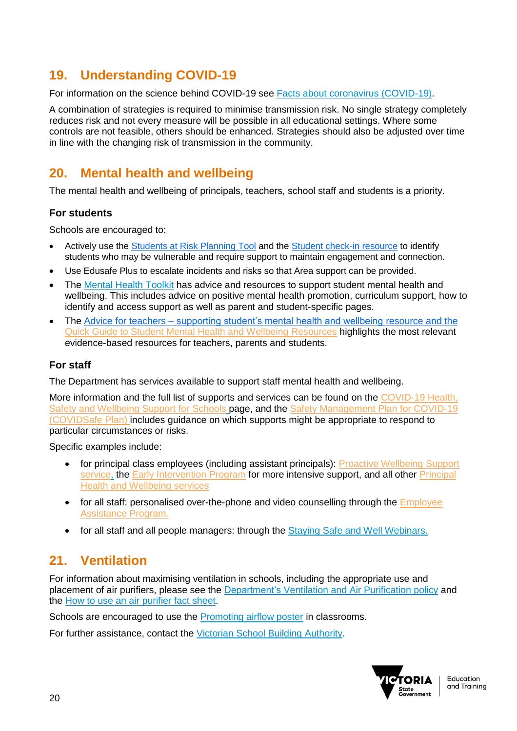## 19. Understanding COVID-19

For information on the science behind COVID-19 see Facts about coronavirus (COVID-19).

A combination of strategies is required to minimise transmission risk. No single strategy completely reduces risk and not every measure will be possible in all educational settings. Where some controls are not feasible, others should be enhanced. Strategies should also be adjusted over time in line with the changing risk of transmission in the community.

## 20. Mental health and wellbeing

The mental health and wellbeing of principals, teachers, school staff and students is a priority.

### For students

Schools are encouraged to:

- Actively use the Students at Risk Planning Tool and the Student check-in resource to identify students who may be vulnerable and require support to maintain engagement and connection.
- Use Edusafe Plus to escalate incidents and risks so that Area support can be provided.
- The Mental Health Toolkit has advice and resources to support student mental health and wellbeing. This includes advice on positive mental health promotion, curriculum support, how to identify and access support as well as parent and student-specific pages.
- The Advice for teachers – supporting student's mental health and wellbeing resource and the Quick Guide to Student Mental Health and Wellbeing Resources highlights the most relevant evidence-based resources for teachers, parents and students.

### For staff

The Department has services available to support staff mental health and wellbeing.

More information and the full list of supports and services can be found on the COVID-19 Health, Safety and Wellbeing Support for Schools page, and the Safety Management Plan for COVID-19 (COVIDSafe Plan) includes guidance on which supports might be appropriate to respond to particular circumstances or risks.

Specific examples include:

- for principal class employees (including assistant principals): Proactive Wellbeing Support service, the Early Intervention Program for more intensive support, and all other Principal Health and Wellbeing services
- for all staff: personalised over-the-phone and video counselling through the Employee Assistance Program.
- for all staff and all people managers: through the Staying Safe and Well Webinars.

## 21. Ventilation

For information about maximising ventilation in schools, including the appropriate use and placement of air purifiers, please see the Department's Ventilation and Air Purification policy and the How to use an air purifier fact sheet.

Schools are encouraged to use the Promoting airflow poster in classrooms.

For further assistance, contact the Victorian School Building Authority.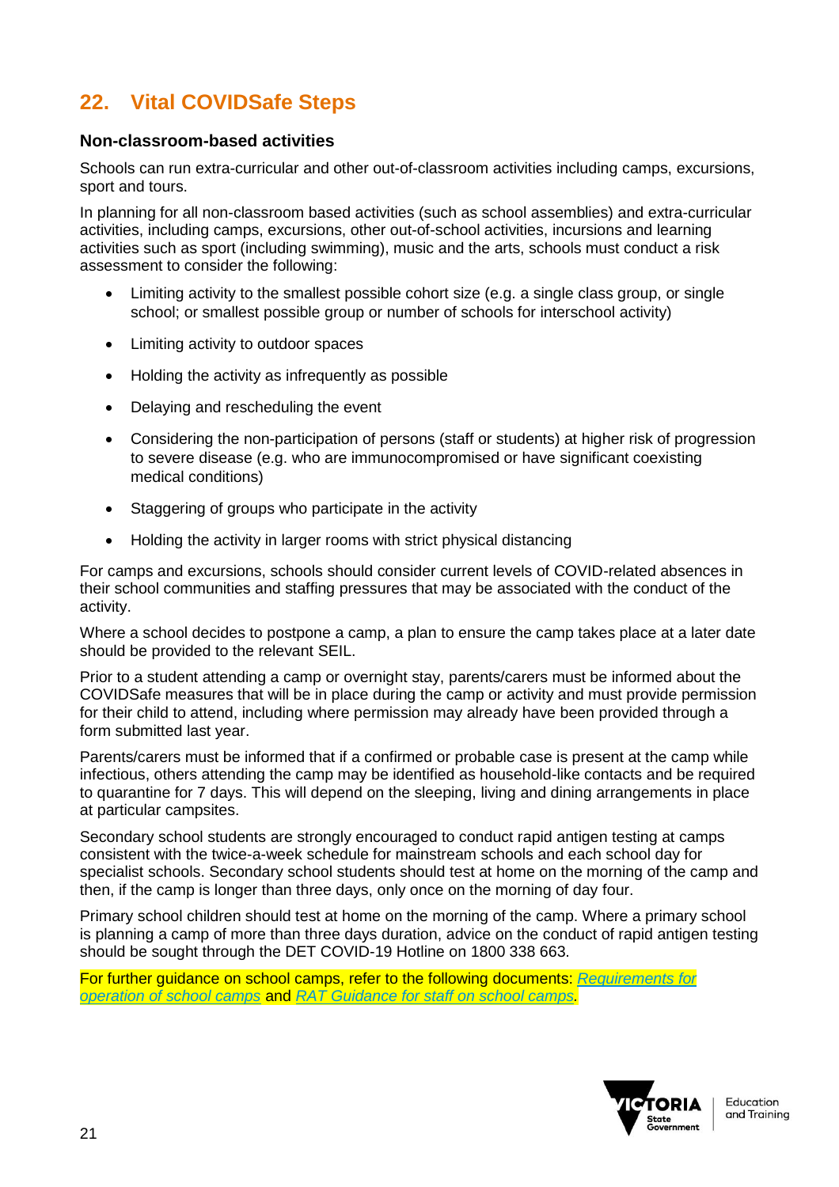## 22. Vital COVIDSafe Steps

### Non-classroom-based activities

Schools can run extra-curricular and other out-of-classroom activities including camps, excursions, sport and tours.

In planning for all non-classroom based activities (such as school assemblies) and extra-curricular activities, including camps, excursions, other out-of-school activities, incursions and learning activities such as sport (including swimming), music and the arts, schools must conduct a risk assessment to consider the following:

- Limiting activity to the smallest possible cohort size (e.g. a single class group, or single school; or smallest possible group or number of schools for interschool activity)
- Limiting activity to outdoor spaces
- Holding the activity as infrequently as possible
- Delaying and rescheduling the event
- Considering the non-participation of persons (staff or students) at higher risk of progression to severe disease (e.g. who are immunocompromised or have significant coexisting medical conditions)
- Staggering of groups who participate in the activity
- Holding the activity in larger rooms with strict physical distancing

For camps and excursions, schools should consider current levels of COVID-related absences in their school communities and staffing pressures that may be associated with the conduct of the activity.

Where a school decides to postpone a camp, a plan to ensure the camp takes place at a later date should be provided to the relevant SEIL.

Prior to a student attending a camp or overnight stay, parents/carers must be informed about the COVIDSafe measures that will be in place during the camp or activity and must provide permission for their child to attend, including where permission may already have been provided through a form submitted last year.

Parents/carers must be informed that if a confirmed or probable case is present at the camp while infectious, others attending the camp may be identified as household-like contacts and be required to quarantine for 7 days. This will depend on the sleeping, living and dining arrangements in place at particular campsites.

Secondary school students are strongly encouraged to conduct rapid antigen testing at camps consistent with the twice-a-week schedule for mainstream schools and each school day for specialist schools. Secondary school students should test at home on the morning of the camp and then, if the camp is longer than three days, only once on the morning of day four.

Primary school children should test at home on the morning of the camp. Where a primary school is planning a camp of more than three days duration, advice on the conduct of rapid antigen testing should be sought through the DET COVID-19 Hotline on 1800 338 663.

For further guidance on school camps, refer to the following documents: *Requirements for operation of school camps* and *RAT Guidance for staff on school camps*.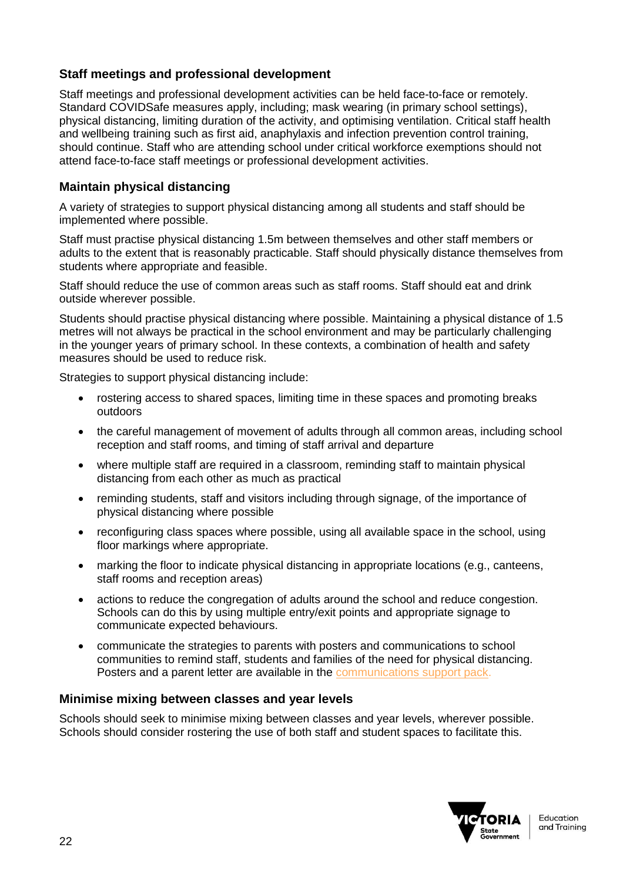### Staff meetings and professional development

Staff meetings and professional development activities can be held face-to-face or remotely. Standard COVIDSafe measures apply, including; mask wearing (in primary school settings), physical distancing, limiting duration of the activity, and optimising ventilation. Critical staff health and wellbeing training such as first aid, anaphylaxis and infection prevention control training, should continue. Staff who are attending school under critical workforce exemptions should not attend face-to-face staff meetings or professional development activities.

### Maintain physical distancing

A variety of strategies to support physical distancing among all students and staff should be implemented where possible.

Staff must practise physical distancing 1.5m between themselves and other staff members or adults to the extent that is reasonably practicable. Staff should physically distance themselves from students where appropriate and feasible.

Staff should reduce the use of common areas such as staff rooms. Staff should eat and drink outside wherever possible.

Students should practise physical distancing where possible. Maintaining a physical distance of 1.5 metres will not always be practical in the school environment and may be particularly challenging in the younger years of primary school. In these contexts, a combination of health and safety measures should be used to reduce risk.

Strategies to support physical distancing include:

- rostering access to shared spaces, limiting time in these spaces and promoting breaks outdoors
- the careful management of movement of adults through all common areas, including school reception and staff rooms, and timing of staff arrival and departure
- where multiple staff are required in a classroom, reminding staff to maintain physical distancing from each other as much as practical
- reminding students, staff and visitors including through signage, of the importance of physical distancing where possible
- reconfiguring class spaces where possible, using all available space in the school, using floor markings where appropriate.
- marking the floor to indicate physical distancing in appropriate locations (e.g., canteens, staff rooms and reception areas)
- actions to reduce the congregation of adults around the school and reduce congestion. Schools can do this by using multiple entry/exit points and appropriate signage to communicate expected behaviours.
- communicate the strategies to parents with posters and communications to school communities to remind staff, students and families of the need for physical distancing. Posters and a parent letter are available in the communications support pack.

### Minimise mixing between classes and year levels

Schools should seek to minimise mixing between classes and year levels, wherever possible. Schools should consider rostering the use of both staff and student spaces to facilitate this.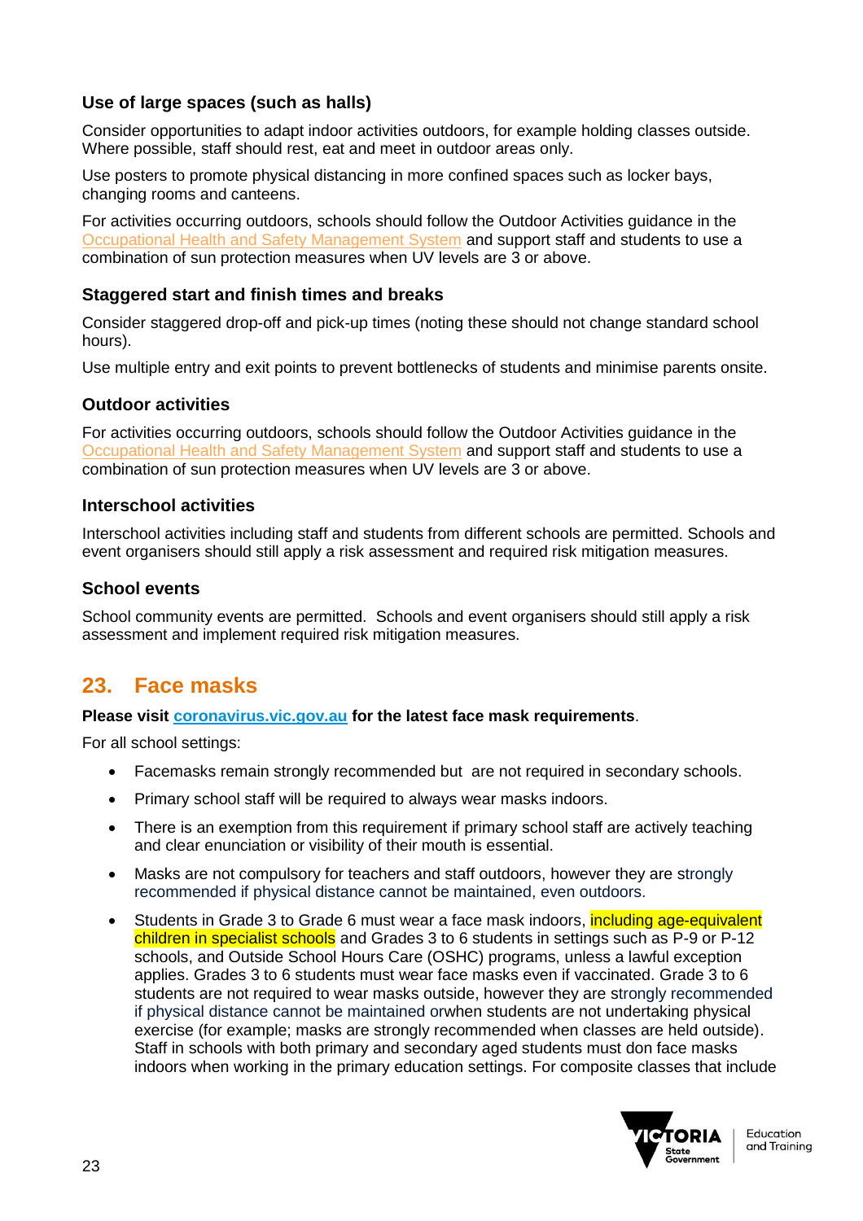### Use of large spaces (such as halls)

Consider opportunities to adapt indoor activities outdoors, for example holding classes outside. Where possible, staff should rest, eat and meet in outdoor areas only.

Use posters to promote physical distancing in more confined spaces such as locker bays, changing rooms and canteens.

For activities occurring outdoors, schools should follow the Outdoor Activities guidance in the Occupational Health and Safety Management System and support staff and students to use a combination of sun protection measures when UV levels are 3 or above.

### Staggered start and finish times and breaks

Consider staggered drop-off and pick-up times (noting these should not change standard school hours).

Use multiple entry and exit points to prevent bottlenecks of students and minimise parents onsite.

### Outdoor activities

For activities occurring outdoors, schools should follow the Outdoor Activities guidance in the Occupational Health and Safety Management System and support staff and students to use a combination of sun protection measures when UV levels are 3 or above.

### Interschool activities

Interschool activities including staff and students from different schools are permitted. Schools and event organisers should still apply a risk assessment and required risk mitigation measures.

### School events

School community events are permitted. Schools and event organisers should still apply a risk assessment and implement required risk mitigation measures.

## 23. Face masks

**Please visit coronavirus.vic.gov.au for the latest face mask requirements**.

For all school settings:

- Facemasks remain strongly recommended but are not required in secondary schools.
- Primary school staff will be required to always wear masks indoors.
- There is an exemption from this requirement if primary school staff are actively teaching and clear enunciation or visibility of their mouth is essential.
- Masks are not compulsory for teachers and staff outdoors, however they are strongly recommended if physical distance cannot be maintained, even outdoors.
- Students in Grade 3 to Grade 6 must wear a face mask indoors, including age-equivalent children in specialist schools and Grades 3 to 6 students in settings such as P-9 or P-12 schools, and Outside School Hours Care (OSHC) programs, unless a lawful exception applies. Grades 3 to 6 students must wear face masks even if vaccinated. Grade 3 to 6 students are not required to wear masks outside, however they are strongly recommended if physical distance cannot be maintained orwhen students are not undertaking physical exercise (for example; masks are strongly recommended when classes are held outside). Staff in schools with both primary and secondary aged students must don face masks indoors when working in the primary education settings. For composite classes that include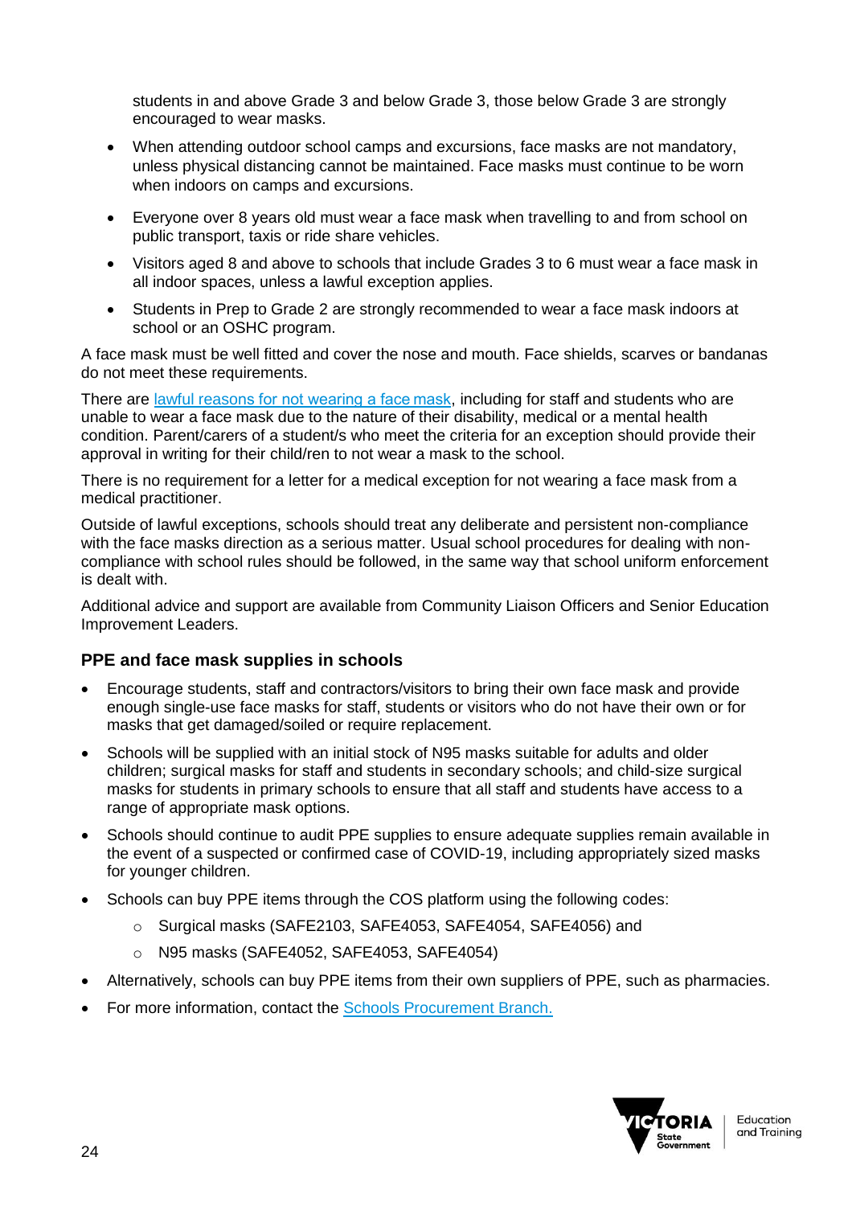students in and above Grade 3 and below Grade 3, those below Grade 3 are strongly encouraged to wear masks.

- When attending outdoor school camps and excursions, face masks are not mandatory, unless physical distancing cannot be maintained. Face masks must continue to be worn when indoors on camps and excursions.
- Everyone over 8 years old must wear a face mask when travelling to and from school on public transport, taxis or ride share vehicles.
- Visitors aged 8 and above to schools that include Grades 3 to 6 must wear a face mask in all indoor spaces, unless a lawful exception applies.
- Students in Prep to Grade 2 are strongly recommended to wear a face mask indoors at school or an OSHC program.

A face mask must be well fitted and cover the nose and mouth. Face shields, scarves or bandanas do not meet these requirements.

There are [lawful reasons for not wearing a face mask](), including for staff and students who are unable to wear a face mask due to the nature of their disability, medical or a mental health condition. Parent/carers of a student/s who meet the criteria for an exception should provide their approval in writing for their child/ren to not wear a mask to the school.

There is no requirement for a letter for a medical exception for not wearing a face mask from a medical practitioner.

Outside of lawful exceptions, schools should treat any deliberate and persistent non-compliance with the face masks direction as a serious matter. Usual school procedures for dealing with non-compliance with school rules should be followed, in the same way that school uniform enforcement is dealt with.

Additional advice and support are available from Community Liaison Officers and Senior Education Improvement Leaders.

### PPE and face mask supplies in schools

- Encourage students, staff and contractors/visitors to bring their own face mask and provide enough single-use face masks for staff, students or visitors who do not have their own or for masks that get damaged/soiled or require replacement.
- Schools will be supplied with an initial stock of N95 masks suitable for adults and older children; surgical masks for staff and students in secondary schools; and child-size surgical masks for students in primary schools to ensure that all staff and students have access to a range of appropriate mask options.
- Schools should continue to audit PPE supplies to ensure adequate supplies remain available in the event of a suspected or confirmed case of COVID-19, including appropriately sized masks for younger children.
- Schools can buy PPE items through the COS platform using the following codes:
  - Surgical masks (SAFE2103, SAFE4053, SAFE4054, SAFE4056) and
  - N95 masks (SAFE4052, SAFE4053, SAFE4054)
- Alternatively, schools can buy PPE items from their own suppliers of PPE, such as pharmacies.
- For more information, contact the [Schools Procurement Branch.]()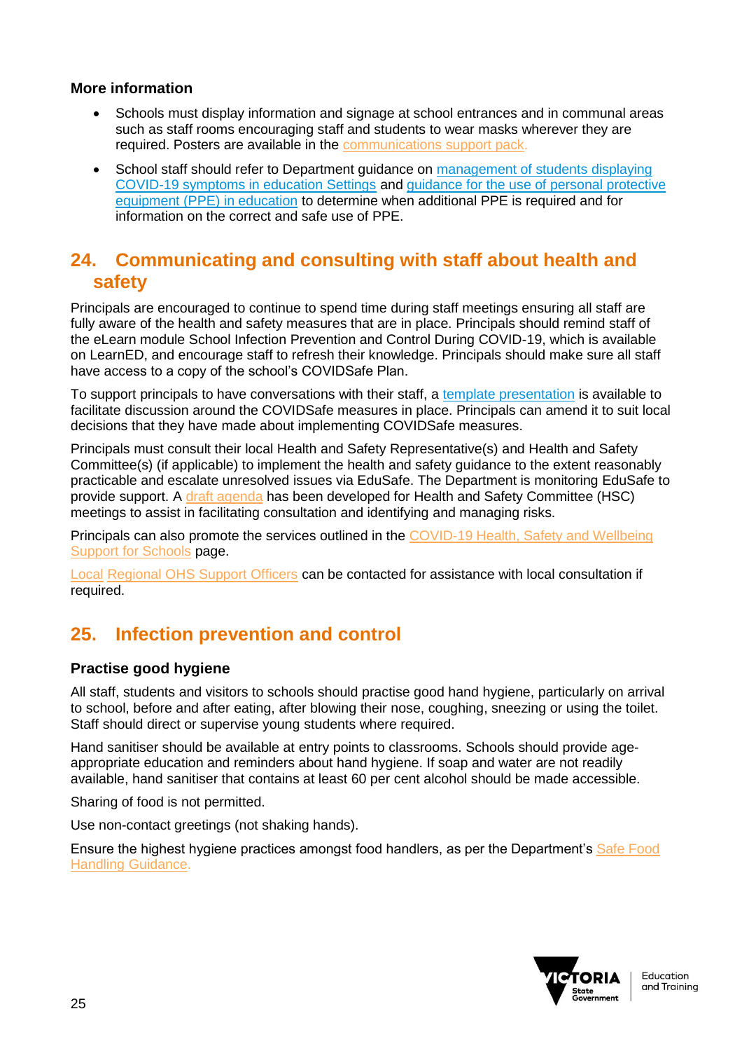### More information

- Schools must display information and signage at school entrances and in communal areas such as staff rooms encouraging staff and students to wear masks wherever they are required. Posters are available in the communications support pack.
- School staff should refer to Department guidance on management of students displaying COVID-19 symptoms in education Settings and guidance for the use of personal protective equipment (PPE) in education to determine when additional PPE is required and for information on the correct and safe use of PPE.

## 24. Communicating and consulting with staff about health and safety

Principals are encouraged to continue to spend time during staff meetings ensuring all staff are fully aware of the health and safety measures that are in place. Principals should remind staff of the eLearn module School Infection Prevention and Control During COVID-19, which is available on LearnED, and encourage staff to refresh their knowledge. Principals should make sure all staff have access to a copy of the school's COVIDSafe Plan.

To support principals to have conversations with their staff, a template presentation is available to facilitate discussion around the COVIDSafe measures in place. Principals can amend it to suit local decisions that they have made about implementing COVIDSafe measures.

Principals must consult their local Health and Safety Representative(s) and Health and Safety Committee(s) (if applicable) to implement the health and safety guidance to the extent reasonably practicable and escalate unresolved issues via EduSafe. The Department is monitoring EduSafe to provide support. A draft agenda has been developed for Health and Safety Committee (HSC) meetings to assist in facilitating consultation and identifying and managing risks.

Principals can also promote the services outlined in the COVID-19 Health, Safety and Wellbeing Support for Schools page.

Local Regional OHS Support Officers can be contacted for assistance with local consultation if required.

## 25. Infection prevention and control

### Practise good hygiene

All staff, students and visitors to schools should practise good hand hygiene, particularly on arrival to school, before and after eating, after blowing their nose, coughing, sneezing or using the toilet. Staff should direct or supervise young students where required.

Hand sanitiser should be available at entry points to classrooms. Schools should provide age-appropriate education and reminders about hand hygiene. If soap and water are not readily available, hand sanitiser that contains at least 60 per cent alcohol should be made accessible.

Sharing of food is not permitted.

Use non-contact greetings (not shaking hands).

Ensure the highest hygiene practices amongst food handlers, as per the Department's Safe Food Handling Guidance.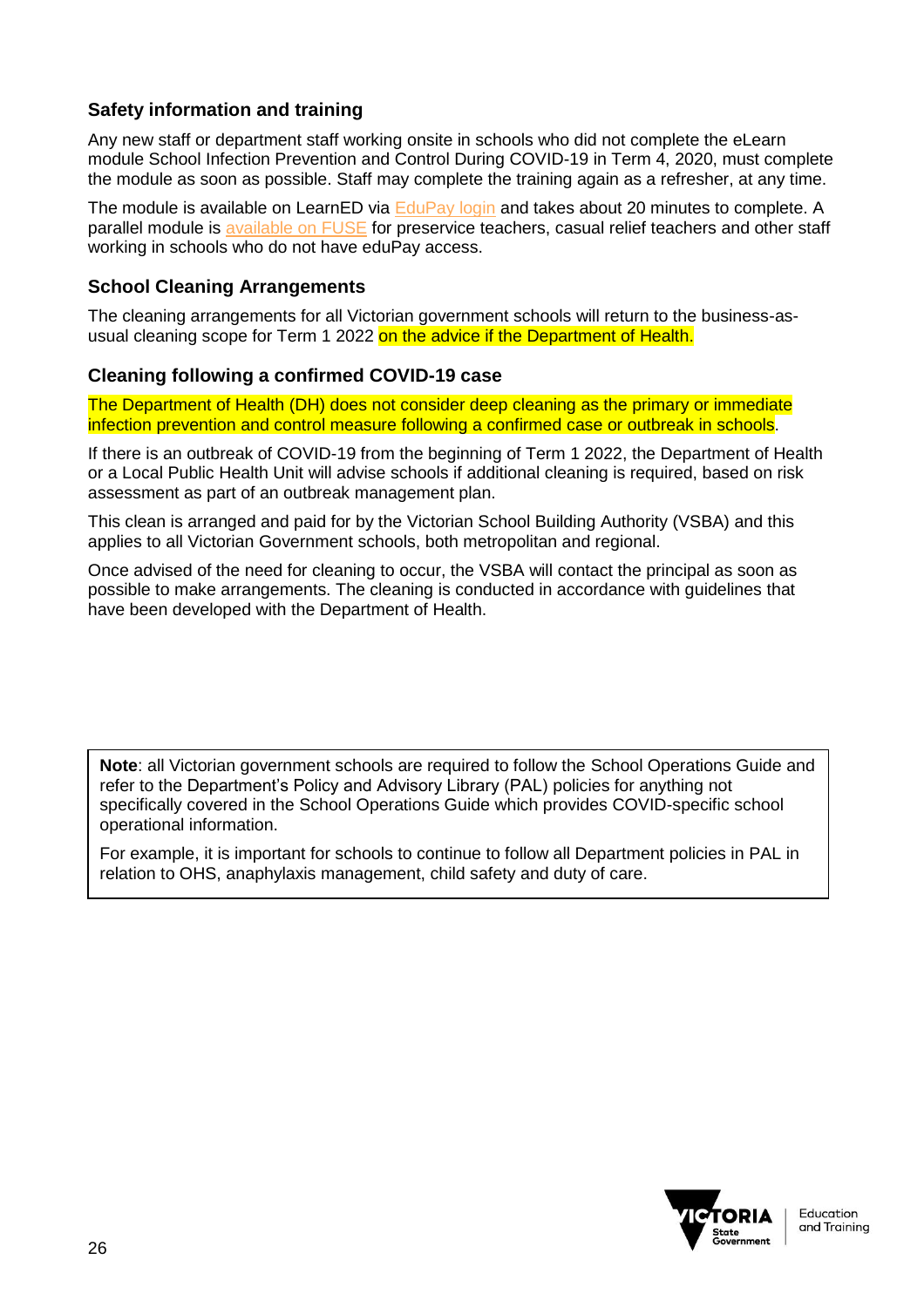### Safety information and training

Any new staff or department staff working onsite in schools who did not complete the eLearn module School Infection Prevention and Control During COVID-19 in Term 4, 2020, must complete the module as soon as possible. Staff may complete the training again as a refresher, at any time.

The module is available on LearnED via EduPay login and takes about 20 minutes to complete. A parallel module is available on FUSE for preservice teachers, casual relief teachers and other staff working in schools who do not have eduPay access.

### School Cleaning Arrangements

The cleaning arrangements for all Victorian government schools will return to the business-as-usual cleaning scope for Term 1 2022 on the advice if the Department of Health.

### Cleaning following a confirmed COVID-19 case

The Department of Health (DH) does not consider deep cleaning as the primary or immediate infection prevention and control measure following a confirmed case or outbreak in schools.

If there is an outbreak of COVID-19 from the beginning of Term 1 2022, the Department of Health or a Local Public Health Unit will advise schools if additional cleaning is required, based on risk assessment as part of an outbreak management plan.

This clean is arranged and paid for by the Victorian School Building Authority (VSBA) and this applies to all Victorian Government schools, both metropolitan and regional.

Once advised of the need for cleaning to occur, the VSBA will contact the principal as soon as possible to make arrangements. The cleaning is conducted in accordance with guidelines that have been developed with the Department of Health.

**Note**: all Victorian government schools are required to follow the School Operations Guide and refer to the Department's Policy and Advisory Library (PAL) policies for anything not specifically covered in the School Operations Guide which provides COVID-specific school operational information.

For example, it is important for schools to continue to follow all Department policies in PAL in relation to OHS, anaphylaxis management, child safety and duty of care.